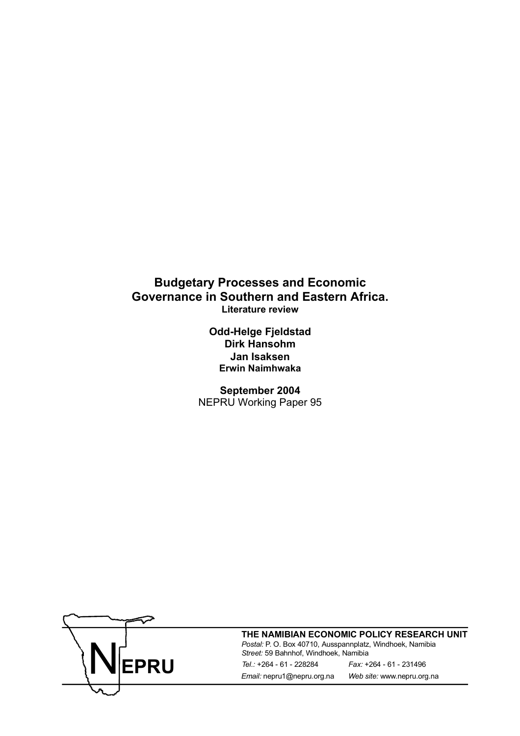# Budgetary Processes and Economic Governance in Southern and Eastern Africa.

**Literature review**

**Odd-Helge Fjeldstad**
**Dirk Hansohm**
**Jan Isaksen**
**Erwin Naimhwaka**

**September 2004**
NEPRU Working Paper 95

NEPRU

**THE NAMIBIAN ECONOMIC POLICY RESEARCH UNIT**

*Postal:* P. O. Box 40710, Ausspannplatz, Windhoek, Namibia
*Street:* 59 Bahnhof, Windhoek, Namibia
*Tel.:* +264 - 61 - 228284 *Fax:* +264 - 61 - 231496
*Email:* nepru1@nepru.org.na *Web site:* www.nepru.org.na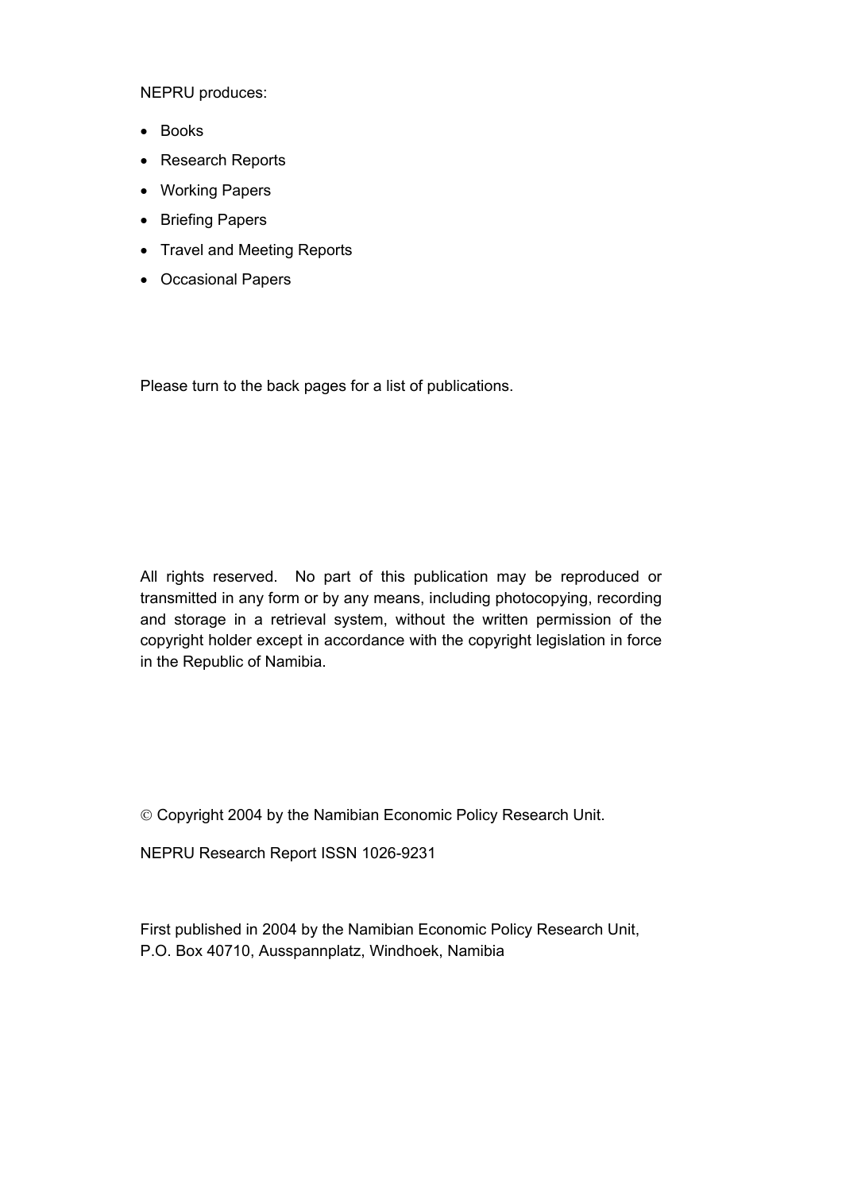NEPRU produces:

- Books
- Research Reports
- Working Papers
- Briefing Papers
- Travel and Meeting Reports
- Occasional Papers

Please turn to the back pages for a list of publications.

All rights reserved. No part of this publication may be reproduced or transmitted in any form or by any means, including photocopying, recording and storage in a retrieval system, without the written permission of the copyright holder except in accordance with the copyright legislation in force in the Republic of Namibia.

© Copyright 2004 by the Namibian Economic Policy Research Unit.

NEPRU Research Report ISSN 1026-9231

First published in 2004 by the Namibian Economic Policy Research Unit,
P.O. Box 40710, Ausspannplatz, Windhoek, Namibia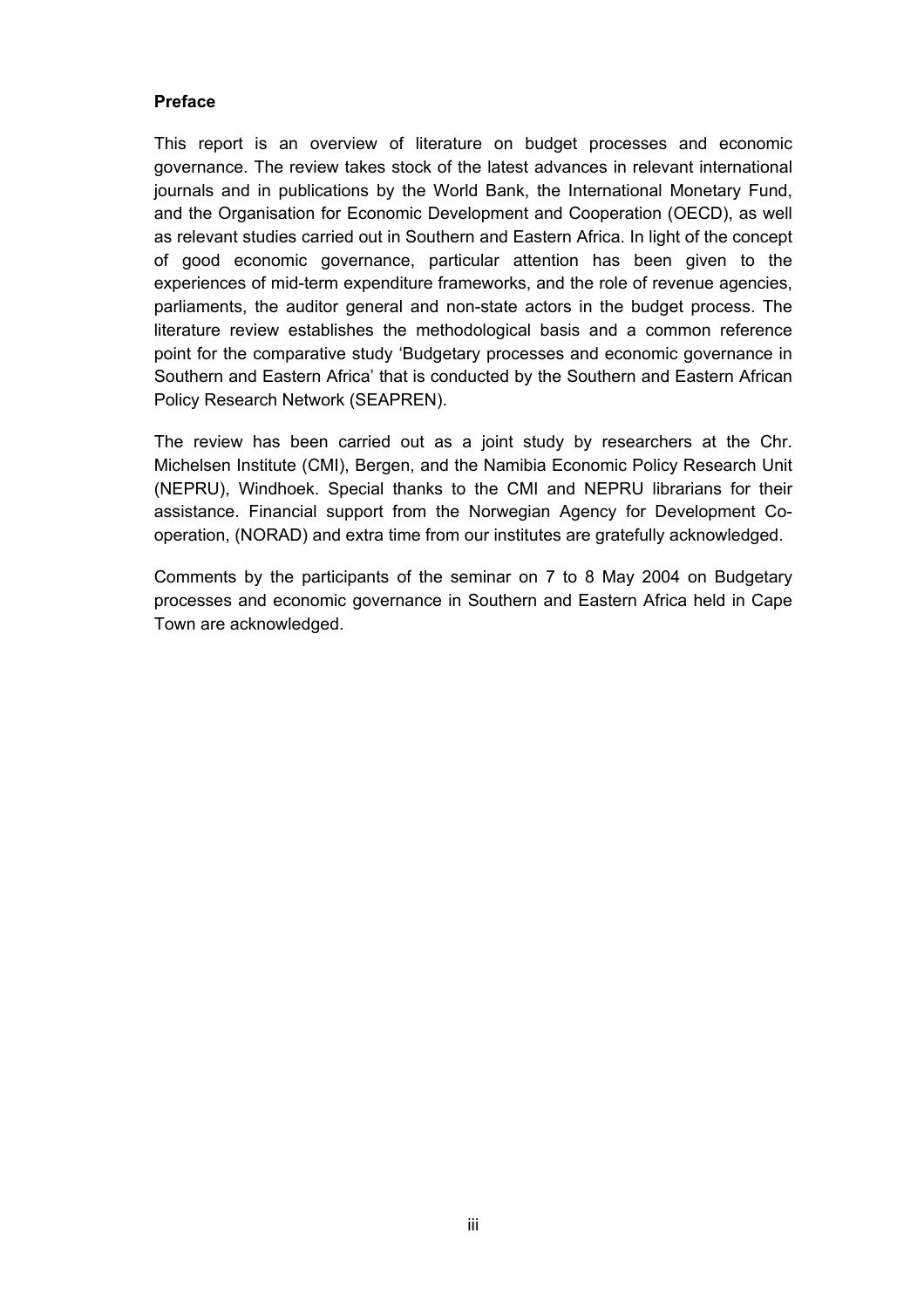**Preface**

This report is an overview of literature on budget processes and economic governance. The review takes stock of the latest advances in relevant international journals and in publications by the World Bank, the International Monetary Fund, and the Organisation for Economic Development and Cooperation (OECD), as well as relevant studies carried out in Southern and Eastern Africa. In light of the concept of good economic governance, particular attention has been given to the experiences of mid-term expenditure frameworks, and the role of revenue agencies, parliaments, the auditor general and non-state actors in the budget process. The literature review establishes the methodological basis and a common reference point for the comparative study 'Budgetary processes and economic governance in Southern and Eastern Africa' that is conducted by the Southern and Eastern African Policy Research Network (SEAPREN).

The review has been carried out as a joint study by researchers at the Chr. Michelsen Institute (CMI), Bergen, and the Namibia Economic Policy Research Unit (NEPRU), Windhoek. Special thanks to the CMI and NEPRU librarians for their assistance. Financial support from the Norwegian Agency for Development Co-operation, (NORAD) and extra time from our institutes are gratefully acknowledged.

Comments by the participants of the seminar on 7 to 8 May 2004 on Budgetary processes and economic governance in Southern and Eastern Africa held in Cape Town are acknowledged.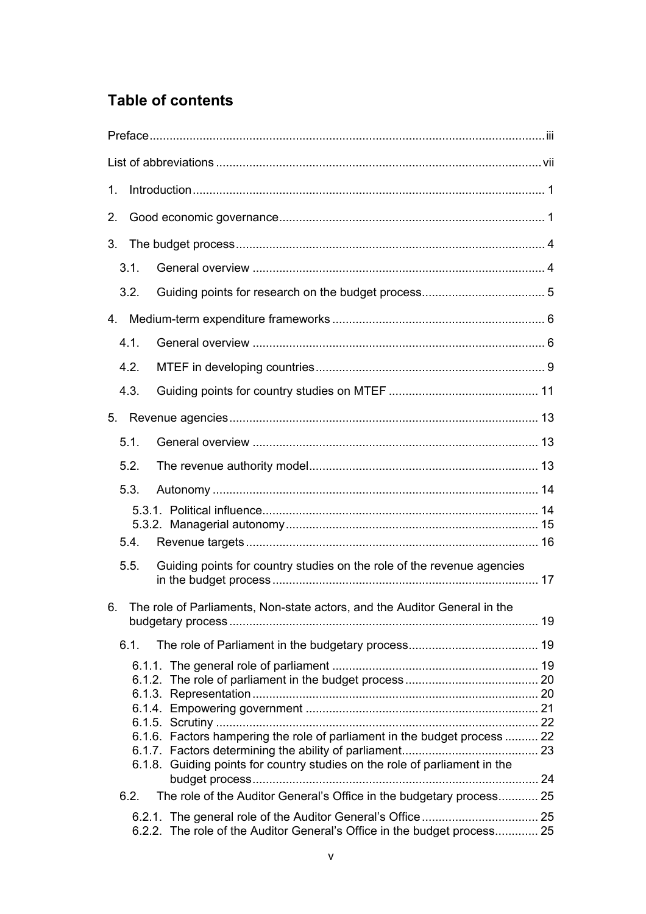## Table of contents

Preface ........................................................................................................................ iii

List of abbreviations ................................................................................................... vii

1. Introduction ............................................................................................................ 1

2. Good economic governance .................................................................................. 1

3. The budget process ............................................................................................... 4

   3.1. General overview ........................................................................................... 4

   3.2. Guiding points for research on the budget process ....................................... 5

4. Medium-term expenditure frameworks .................................................................. 6

   4.1. General overview ........................................................................................... 6

   4.2. MTEF in developing countries ........................................................................ 9

   4.3. Guiding points for country studies on MTEF ................................................ 11

5. Revenue agencies ................................................................................................ 13

   5.1. General overview ......................................................................................... 13

   5.2. The revenue authority model ........................................................................ 13

   5.3. Autonomy ..................................................................................................... 14

      5.3.1. Political influence ..................................................................................... 14
      5.3.2. Managerial autonomy .............................................................................. 15

   5.4. Revenue targets ........................................................................................... 16

   5.5. Guiding points for country studies on the role of the revenue agencies in the budget process ................................................................................. 17

6. The role of Parliaments, Non-state actors, and the Auditor General in the budgetary process ................................................................................................ 19

   6.1. The role of Parliament in the budgetary process .......................................... 19

      6.1.1. The general role of parliament ................................................................ 19
      6.1.2. The role of parliament in the budget process .......................................... 20
      6.1.3. Representation ........................................................................................ 20
      6.1.4. Empowering government ........................................................................ 21
      6.1.5. Scrutiny ................................................................................................... 22
      6.1.6. Factors hampering the role of parliament in the budget process ............ 22
      6.1.7. Factors determining the ability of parliament ........................................... 23
      6.1.8. Guiding points for country studies on the role of parliament in the budget process ........................................................................................ 24

   6.2. The role of the Auditor General's Office in the budgetary process ............... 25

      6.2.1. The general role of the Auditor General's Office ..................................... 25
      6.2.2. The role of the Auditor General's Office in the budget process ............... 25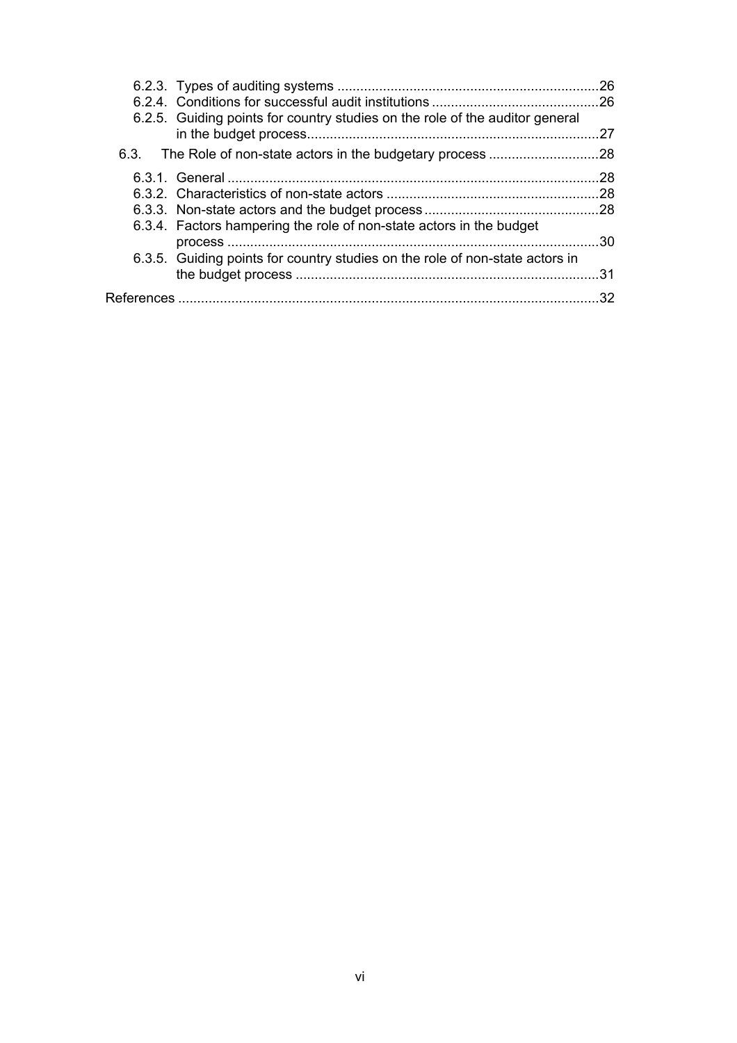6.2.3. Types of auditing systems ....................................................................26
6.2.4. Conditions for successful audit institutions ............................................26
6.2.5. Guiding points for country studies on the role of the auditor general in the budget process............................................................................27

6.3. The Role of non-state actors in the budgetary process ............................28

6.3.1. General .................................................................................................28
6.3.2. Characteristics of non-state actors ........................................................28
6.3.3. Non-state actors and the budget process .............................................28
6.3.4. Factors hampering the role of non-state actors in the budget process ................................................................................................30
6.3.5. Guiding points for country studies on the role of non-state actors in the budget process ...............................................................................31

References ..............................................................................................................32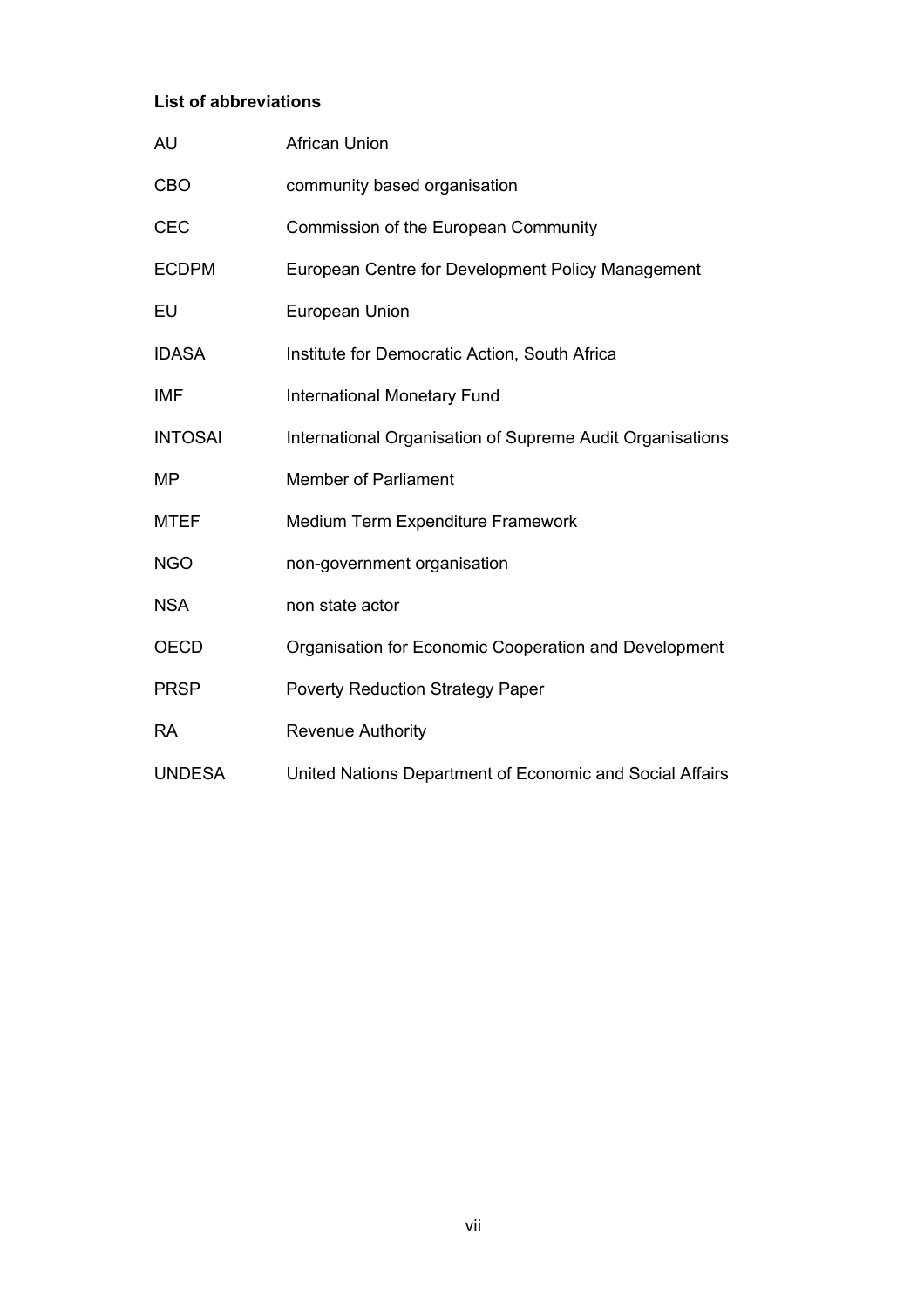**List of abbreviations**

| | |
|---|---|
| AU | African Union |
| CBO | community based organisation |
| CEC | Commission of the European Community |
| ECDPM | European Centre for Development Policy Management |
| EU | European Union |
| IDASA | Institute for Democratic Action, South Africa |
| IMF | International Monetary Fund |
| INTOSAI | International Organisation of Supreme Audit Organisations |
| MP | Member of Parliament |
| MTEF | Medium Term Expenditure Framework |
| NGO | non-government organisation |
| NSA | non state actor |
| OECD | Organisation for Economic Cooperation and Development |
| PRSP | Poverty Reduction Strategy Paper |
| RA | Revenue Authority |
| UNDESA | United Nations Department of Economic and Social Affairs |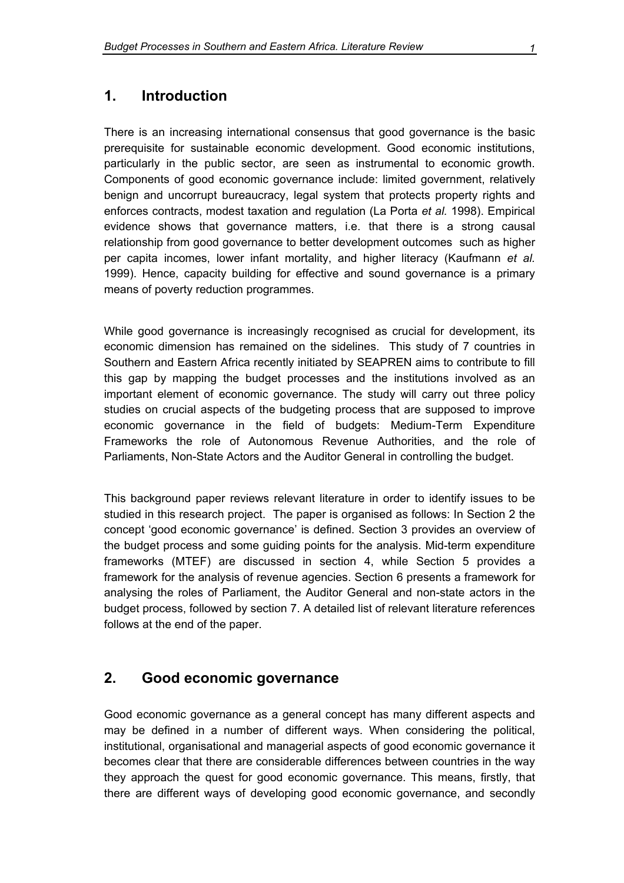## 1. Introduction

There is an increasing international consensus that good governance is the basic prerequisite for sustainable economic development. Good economic institutions, particularly in the public sector, are seen as instrumental to economic growth. Components of good economic governance include: limited government, relatively benign and uncorrupt bureaucracy, legal system that protects property rights and enforces contracts, modest taxation and regulation (La Porta *et al.* 1998). Empirical evidence shows that governance matters, i.e. that there is a strong causal relationship from good governance to better development outcomes such as higher per capita incomes, lower infant mortality, and higher literacy (Kaufmann *et al.* 1999). Hence, capacity building for effective and sound governance is a primary means of poverty reduction programmes.

While good governance is increasingly recognised as crucial for development, its economic dimension has remained on the sidelines. This study of 7 countries in Southern and Eastern Africa recently initiated by SEAPREN aims to contribute to fill this gap by mapping the budget processes and the institutions involved as an important element of economic governance. The study will carry out three policy studies on crucial aspects of the budgeting process that are supposed to improve economic governance in the field of budgets: Medium-Term Expenditure Frameworks the role of Autonomous Revenue Authorities, and the role of Parliaments, Non-State Actors and the Auditor General in controlling the budget.

This background paper reviews relevant literature in order to identify issues to be studied in this research project. The paper is organised as follows: In Section 2 the concept 'good economic governance' is defined. Section 3 provides an overview of the budget process and some guiding points for the analysis. Mid-term expenditure frameworks (MTEF) are discussed in section 4, while Section 5 provides a framework for the analysis of revenue agencies. Section 6 presents a framework for analysing the roles of Parliament, the Auditor General and non-state actors in the budget process, followed by section 7. A detailed list of relevant literature references follows at the end of the paper.

## 2. Good economic governance

Good economic governance as a general concept has many different aspects and may be defined in a number of different ways. When considering the political, institutional, organisational and managerial aspects of good economic governance it becomes clear that there are considerable differences between countries in the way they approach the quest for good economic governance. This means, firstly, that there are different ways of developing good economic governance, and secondly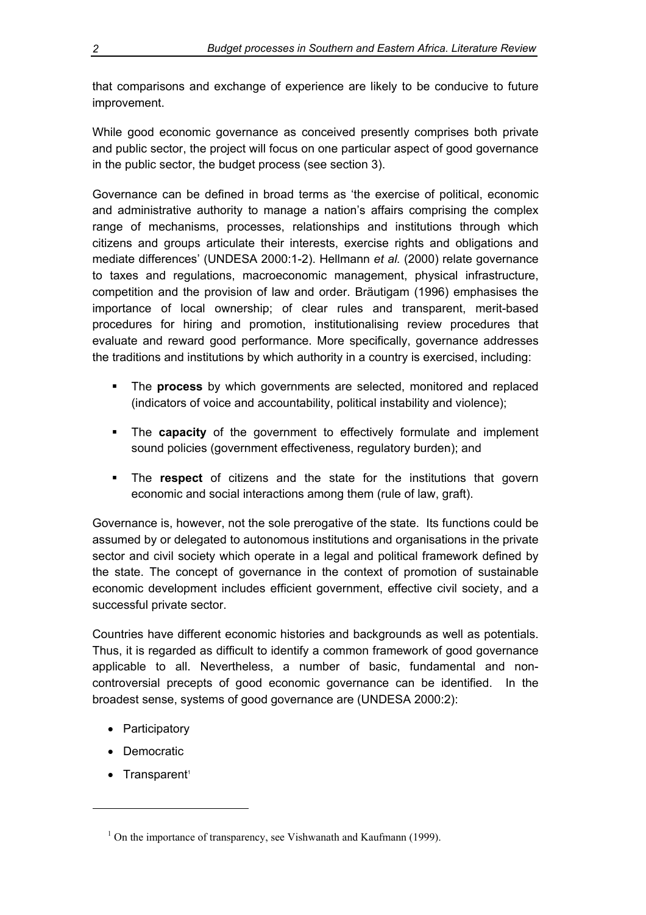that comparisons and exchange of experience are likely to be conducive to future improvement.

While good economic governance as conceived presently comprises both private and public sector, the project will focus on one particular aspect of good governance in the public sector, the budget process (see section 3).

Governance can be defined in broad terms as 'the exercise of political, economic and administrative authority to manage a nation's affairs comprising the complex range of mechanisms, processes, relationships and institutions through which citizens and groups articulate their interests, exercise rights and obligations and mediate differences' (UNDESA 2000:1-2). Hellmann *et al.* (2000) relate governance to taxes and regulations, macroeconomic management, physical infrastructure, competition and the provision of law and order. Bräutigam (1996) emphasises the importance of local ownership; of clear rules and transparent, merit-based procedures for hiring and promotion, institutionalising review procedures that evaluate and reward good performance. More specifically, governance addresses the traditions and institutions by which authority in a country is exercised, including:

- The **process** by which governments are selected, monitored and replaced (indicators of voice and accountability, political instability and violence);
- The **capacity** of the government to effectively formulate and implement sound policies (government effectiveness, regulatory burden); and
- The **respect** of citizens and the state for the institutions that govern economic and social interactions among them (rule of law, graft).

Governance is, however, not the sole prerogative of the state. Its functions could be assumed by or delegated to autonomous institutions and organisations in the private sector and civil society which operate in a legal and political framework defined by the state. The concept of governance in the context of promotion of sustainable economic development includes efficient government, effective civil society, and a successful private sector.

Countries have different economic histories and backgrounds as well as potentials. Thus, it is regarded as difficult to identify a common framework of good governance applicable to all. Nevertheless, a number of basic, fundamental and non-controversial precepts of good economic governance can be identified. In the broadest sense, systems of good governance are (UNDESA 2000:2):

- Participatory
- Democratic
- Transparent[1]

---

[1] On the importance of transparency, see Vishwanath and Kaufmann (1999).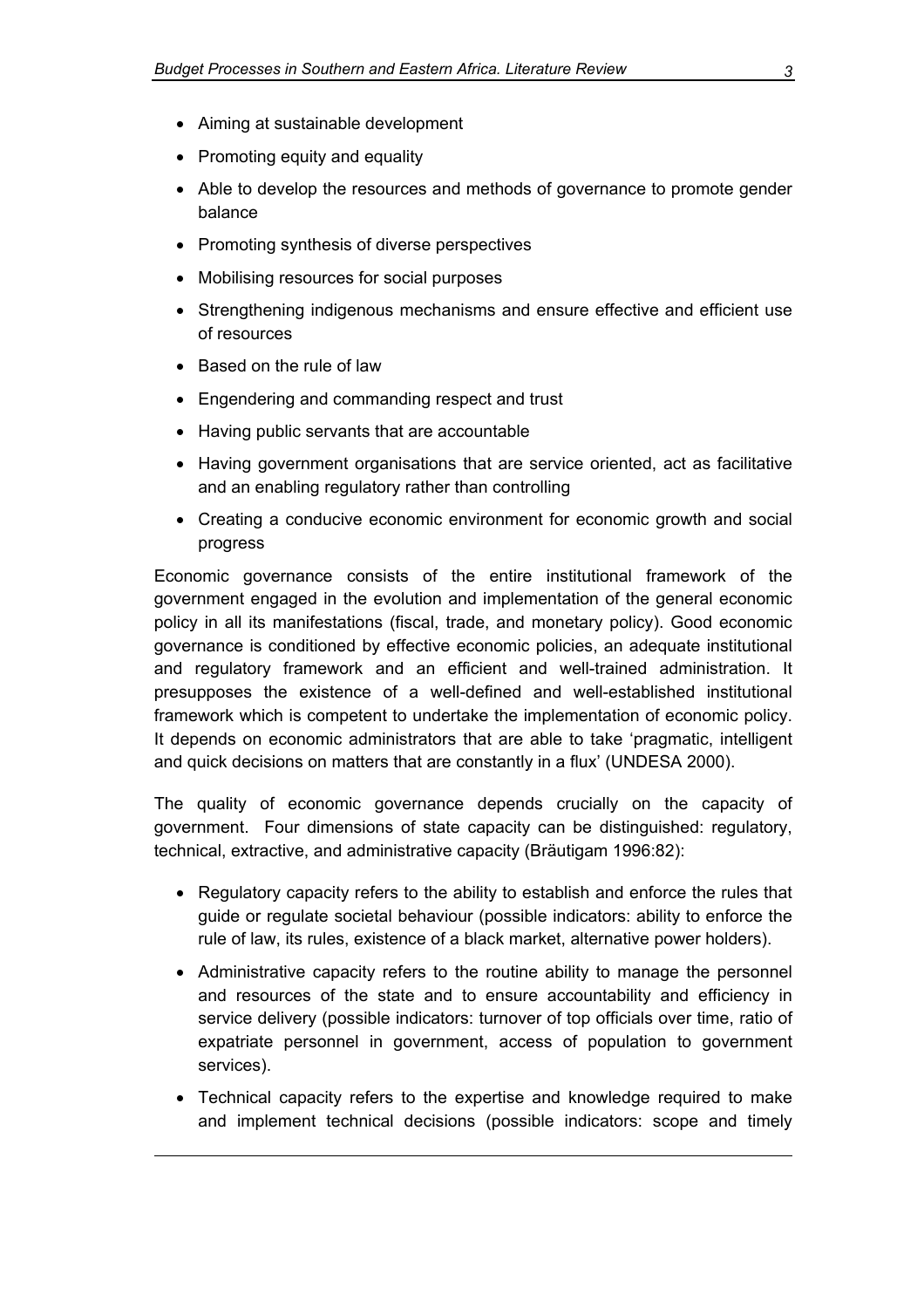- Aiming at sustainable development
- Promoting equity and equality
- Able to develop the resources and methods of governance to promote gender balance
- Promoting synthesis of diverse perspectives
- Mobilising resources for social purposes
- Strengthening indigenous mechanisms and ensure effective and efficient use of resources
- Based on the rule of law
- Engendering and commanding respect and trust
- Having public servants that are accountable
- Having government organisations that are service oriented, act as facilitative and an enabling regulatory rather than controlling
- Creating a conducive economic environment for economic growth and social progress

Economic governance consists of the entire institutional framework of the government engaged in the evolution and implementation of the general economic policy in all its manifestations (fiscal, trade, and monetary policy). Good economic governance is conditioned by effective economic policies, an adequate institutional and regulatory framework and an efficient and well-trained administration. It presupposes the existence of a well-defined and well-established institutional framework which is competent to undertake the implementation of economic policy. It depends on economic administrators that are able to take 'pragmatic, intelligent and quick decisions on matters that are constantly in a flux' (UNDESA 2000).

The quality of economic governance depends crucially on the capacity of government. Four dimensions of state capacity can be distinguished: regulatory, technical, extractive, and administrative capacity (Bräutigam 1996:82):

- Regulatory capacity refers to the ability to establish and enforce the rules that guide or regulate societal behaviour (possible indicators: ability to enforce the rule of law, its rules, existence of a black market, alternative power holders).
- Administrative capacity refers to the routine ability to manage the personnel and resources of the state and to ensure accountability and efficiency in service delivery (possible indicators: turnover of top officials over time, ratio of expatriate personnel in government, access of population to government services).
- Technical capacity refers to the expertise and knowledge required to make and implement technical decisions (possible indicators: scope and timely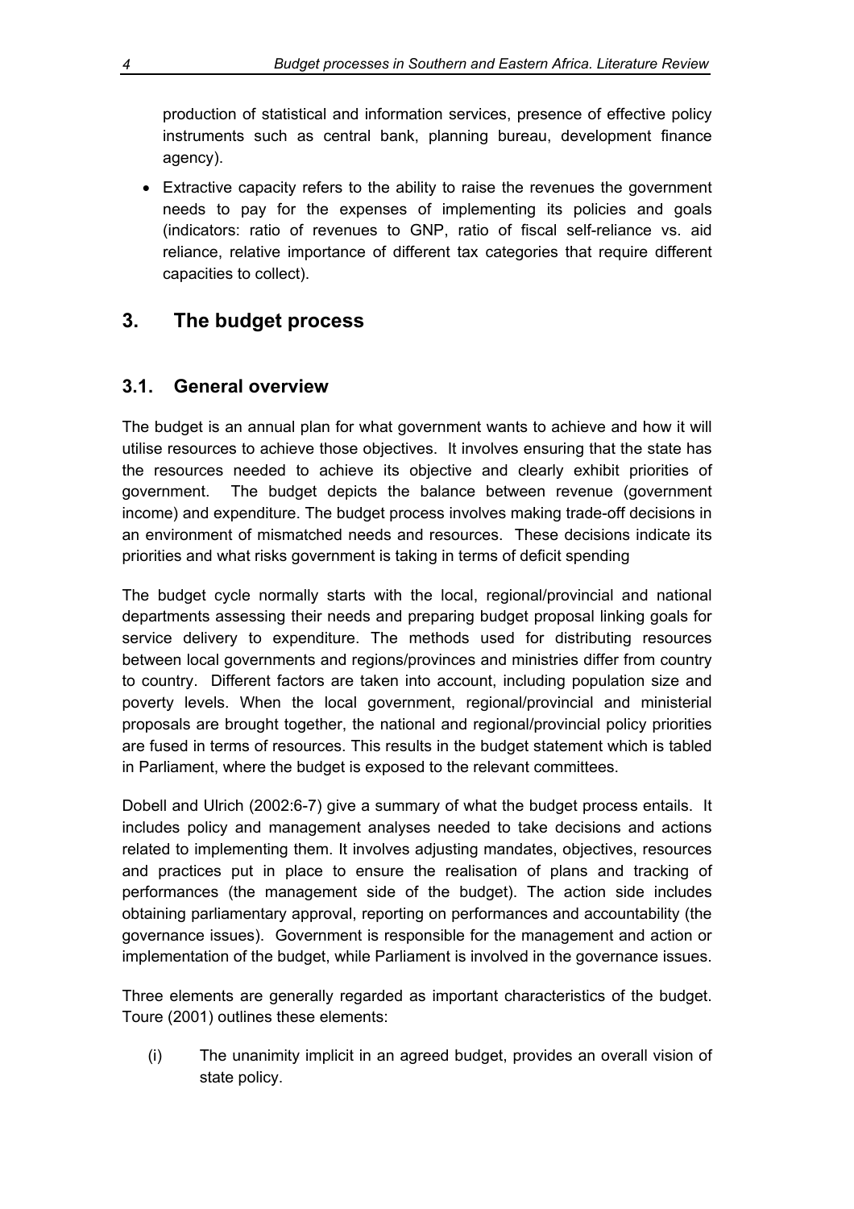production of statistical and information services, presence of effective policy instruments such as central bank, planning bureau, development finance agency).

- Extractive capacity refers to the ability to raise the revenues the government needs to pay for the expenses of implementing its policies and goals (indicators: ratio of revenues to GNP, ratio of fiscal self-reliance vs. aid reliance, relative importance of different tax categories that require different capacities to collect).

## 3. The budget process

### 3.1. General overview

The budget is an annual plan for what government wants to achieve and how it will utilise resources to achieve those objectives. It involves ensuring that the state has the resources needed to achieve its objective and clearly exhibit priorities of government. The budget depicts the balance between revenue (government income) and expenditure. The budget process involves making trade-off decisions in an environment of mismatched needs and resources. These decisions indicate its priorities and what risks government is taking in terms of deficit spending

The budget cycle normally starts with the local, regional/provincial and national departments assessing their needs and preparing budget proposal linking goals for service delivery to expenditure. The methods used for distributing resources between local governments and regions/provinces and ministries differ from country to country. Different factors are taken into account, including population size and poverty levels. When the local government, regional/provincial and ministerial proposals are brought together, the national and regional/provincial policy priorities are fused in terms of resources. This results in the budget statement which is tabled in Parliament, where the budget is exposed to the relevant committees.

Dobell and Ulrich (2002:6-7) give a summary of what the budget process entails. It includes policy and management analyses needed to take decisions and actions related to implementing them. It involves adjusting mandates, objectives, resources and practices put in place to ensure the realisation of plans and tracking of performances (the management side of the budget). The action side includes obtaining parliamentary approval, reporting on performances and accountability (the governance issues). Government is responsible for the management and action or implementation of the budget, while Parliament is involved in the governance issues.

Three elements are generally regarded as important characteristics of the budget. Toure (2001) outlines these elements:

(i) The unanimity implicit in an agreed budget, provides an overall vision of state policy.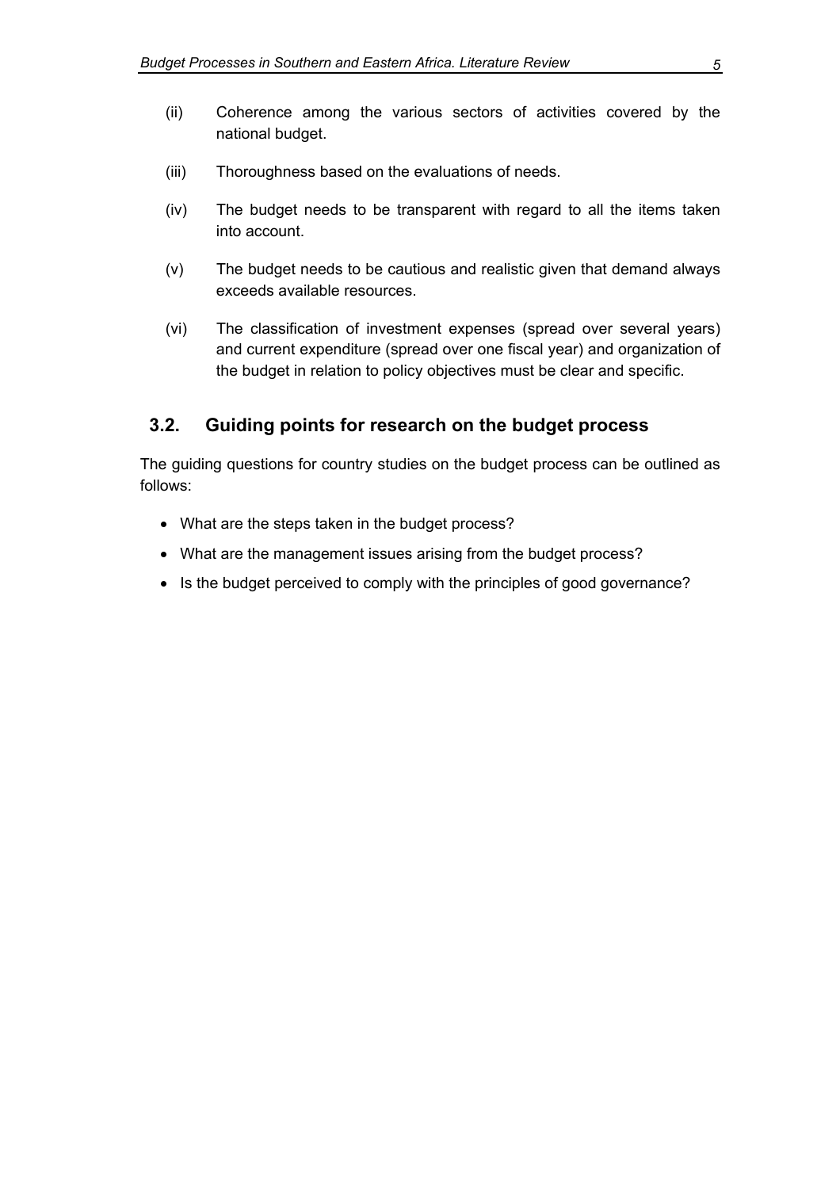(ii) Coherence among the various sectors of activities covered by the national budget.

(iii) Thoroughness based on the evaluations of needs.

(iv) The budget needs to be transparent with regard to all the items taken into account.

(v) The budget needs to be cautious and realistic given that demand always exceeds available resources.

(vi) The classification of investment expenses (spread over several years) and current expenditure (spread over one fiscal year) and organization of the budget in relation to policy objectives must be clear and specific.

## 3.2. Guiding points for research on the budget process

The guiding questions for country studies on the budget process can be outlined as follows:

- What are the steps taken in the budget process?
- What are the management issues arising from the budget process?
- Is the budget perceived to comply with the principles of good governance?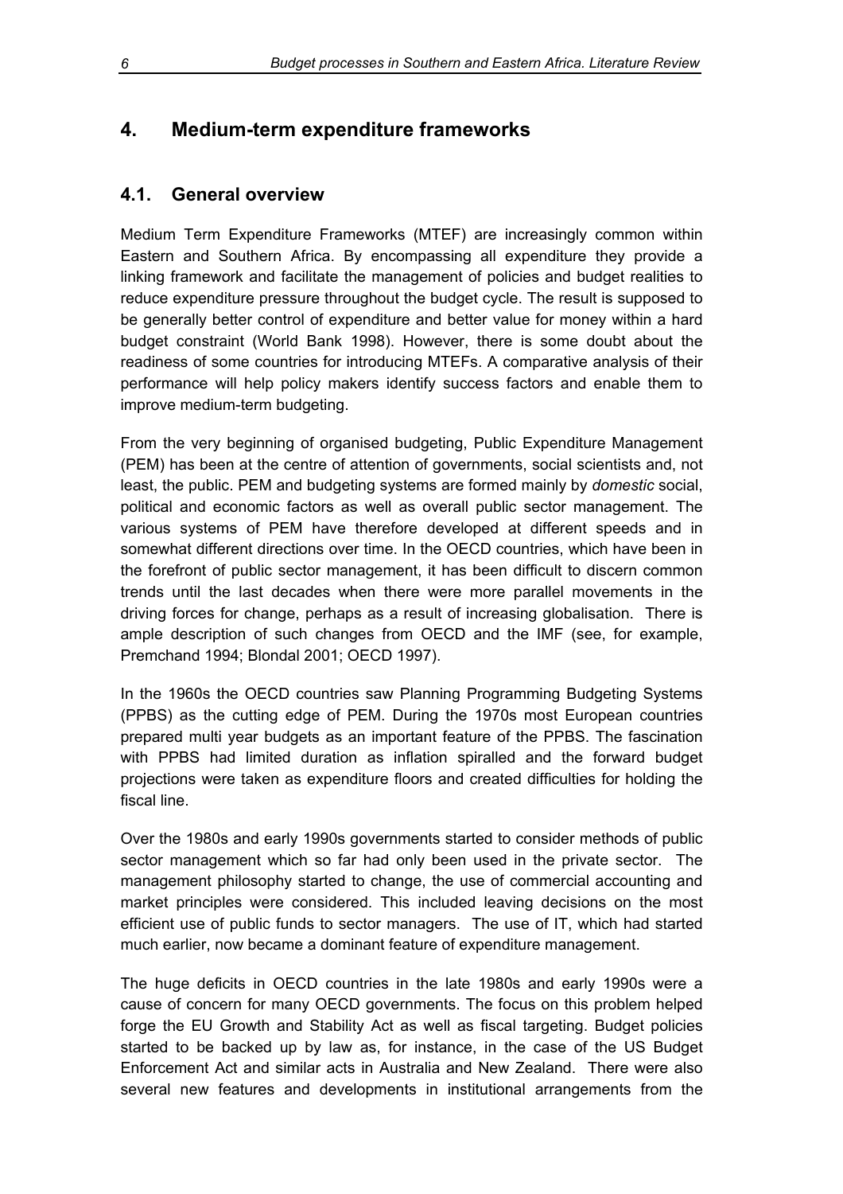## 4. Medium-term expenditure frameworks

### 4.1. General overview

Medium Term Expenditure Frameworks (MTEF) are increasingly common within Eastern and Southern Africa. By encompassing all expenditure they provide a linking framework and facilitate the management of policies and budget realities to reduce expenditure pressure throughout the budget cycle. The result is supposed to be generally better control of expenditure and better value for money within a hard budget constraint (World Bank 1998). However, there is some doubt about the readiness of some countries for introducing MTEFs. A comparative analysis of their performance will help policy makers identify success factors and enable them to improve medium-term budgeting.

From the very beginning of organised budgeting, Public Expenditure Management (PEM) has been at the centre of attention of governments, social scientists and, not least, the public. PEM and budgeting systems are formed mainly by *domestic* social, political and economic factors as well as overall public sector management. The various systems of PEM have therefore developed at different speeds and in somewhat different directions over time. In the OECD countries, which have been in the forefront of public sector management, it has been difficult to discern common trends until the last decades when there were more parallel movements in the driving forces for change, perhaps as a result of increasing globalisation. There is ample description of such changes from OECD and the IMF (see, for example, Premchand 1994; Blondal 2001; OECD 1997).

In the 1960s the OECD countries saw Planning Programming Budgeting Systems (PPBS) as the cutting edge of PEM. During the 1970s most European countries prepared multi year budgets as an important feature of the PPBS. The fascination with PPBS had limited duration as inflation spiralled and the forward budget projections were taken as expenditure floors and created difficulties for holding the fiscal line.

Over the 1980s and early 1990s governments started to consider methods of public sector management which so far had only been used in the private sector. The management philosophy started to change, the use of commercial accounting and market principles were considered. This included leaving decisions on the most efficient use of public funds to sector managers. The use of IT, which had started much earlier, now became a dominant feature of expenditure management.

The huge deficits in OECD countries in the late 1980s and early 1990s were a cause of concern for many OECD governments. The focus on this problem helped forge the EU Growth and Stability Act as well as fiscal targeting. Budget policies started to be backed up by law as, for instance, in the case of the US Budget Enforcement Act and similar acts in Australia and New Zealand. There were also several new features and developments in institutional arrangements from the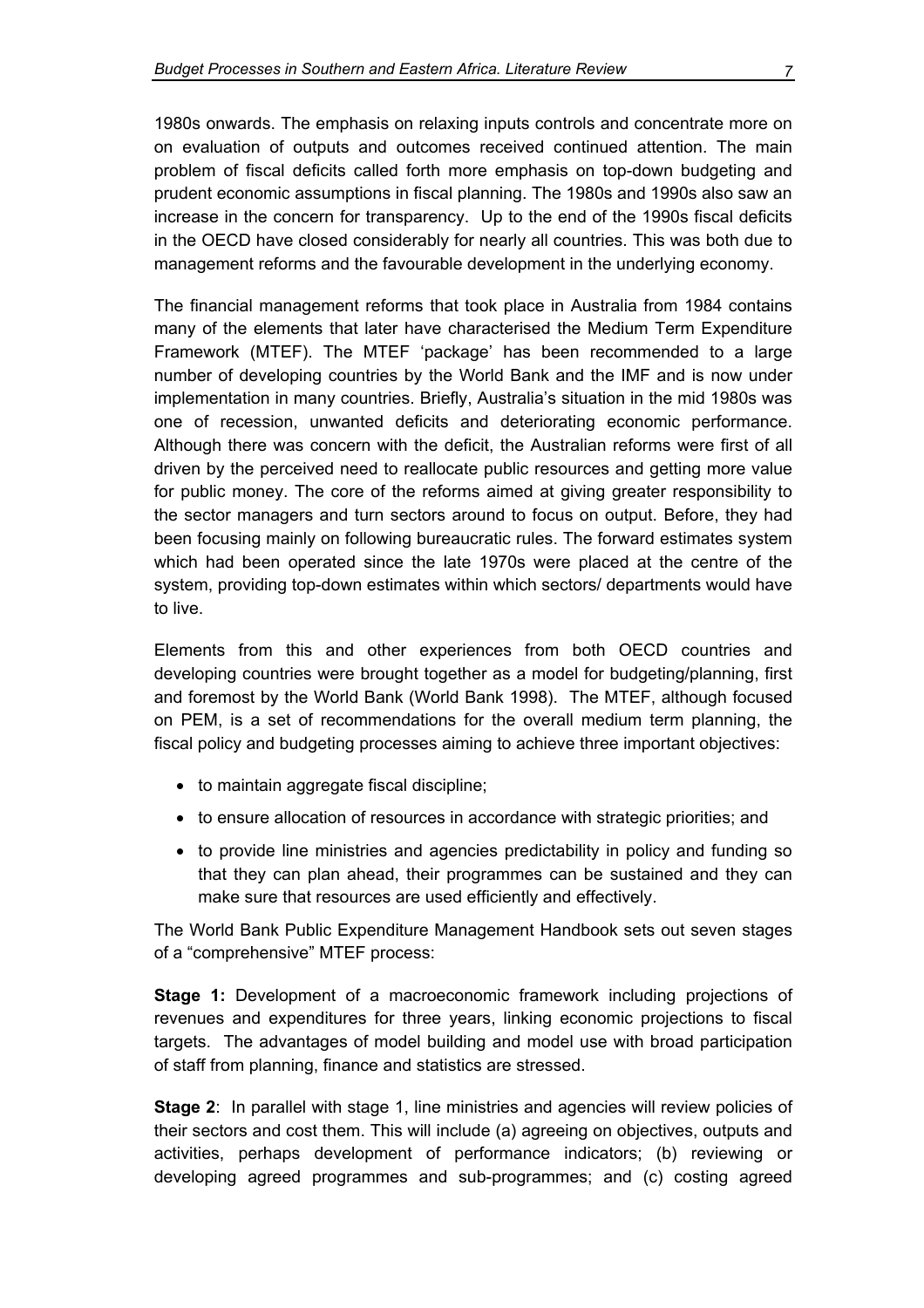1980s onwards. The emphasis on relaxing inputs controls and concentrate more on on evaluation of outputs and outcomes received continued attention. The main problem of fiscal deficits called forth more emphasis on top-down budgeting and prudent economic assumptions in fiscal planning. The 1980s and 1990s also saw an increase in the concern for transparency. Up to the end of the 1990s fiscal deficits in the OECD have closed considerably for nearly all countries. This was both due to management reforms and the favourable development in the underlying economy.

The financial management reforms that took place in Australia from 1984 contains many of the elements that later have characterised the Medium Term Expenditure Framework (MTEF). The MTEF 'package' has been recommended to a large number of developing countries by the World Bank and the IMF and is now under implementation in many countries. Briefly, Australia's situation in the mid 1980s was one of recession, unwanted deficits and deteriorating economic performance. Although there was concern with the deficit, the Australian reforms were first of all driven by the perceived need to reallocate public resources and getting more value for public money. The core of the reforms aimed at giving greater responsibility to the sector managers and turn sectors around to focus on output. Before, they had been focusing mainly on following bureaucratic rules. The forward estimates system which had been operated since the late 1970s were placed at the centre of the system, providing top-down estimates within which sectors/ departments would have to live.

Elements from this and other experiences from both OECD countries and developing countries were brought together as a model for budgeting/planning, first and foremost by the World Bank (World Bank 1998). The MTEF, although focused on PEM, is a set of recommendations for the overall medium term planning, the fiscal policy and budgeting processes aiming to achieve three important objectives:

- to maintain aggregate fiscal discipline;
- to ensure allocation of resources in accordance with strategic priorities; and
- to provide line ministries and agencies predictability in policy and funding so that they can plan ahead, their programmes can be sustained and they can make sure that resources are used efficiently and effectively.

The World Bank Public Expenditure Management Handbook sets out seven stages of a "comprehensive" MTEF process:

**Stage 1:** Development of a macroeconomic framework including projections of revenues and expenditures for three years, linking economic projections to fiscal targets. The advantages of model building and model use with broad participation of staff from planning, finance and statistics are stressed.

**Stage 2**: In parallel with stage 1, line ministries and agencies will review policies of their sectors and cost them. This will include (a) agreeing on objectives, outputs and activities, perhaps development of performance indicators; (b) reviewing or developing agreed programmes and sub-programmes; and (c) costing agreed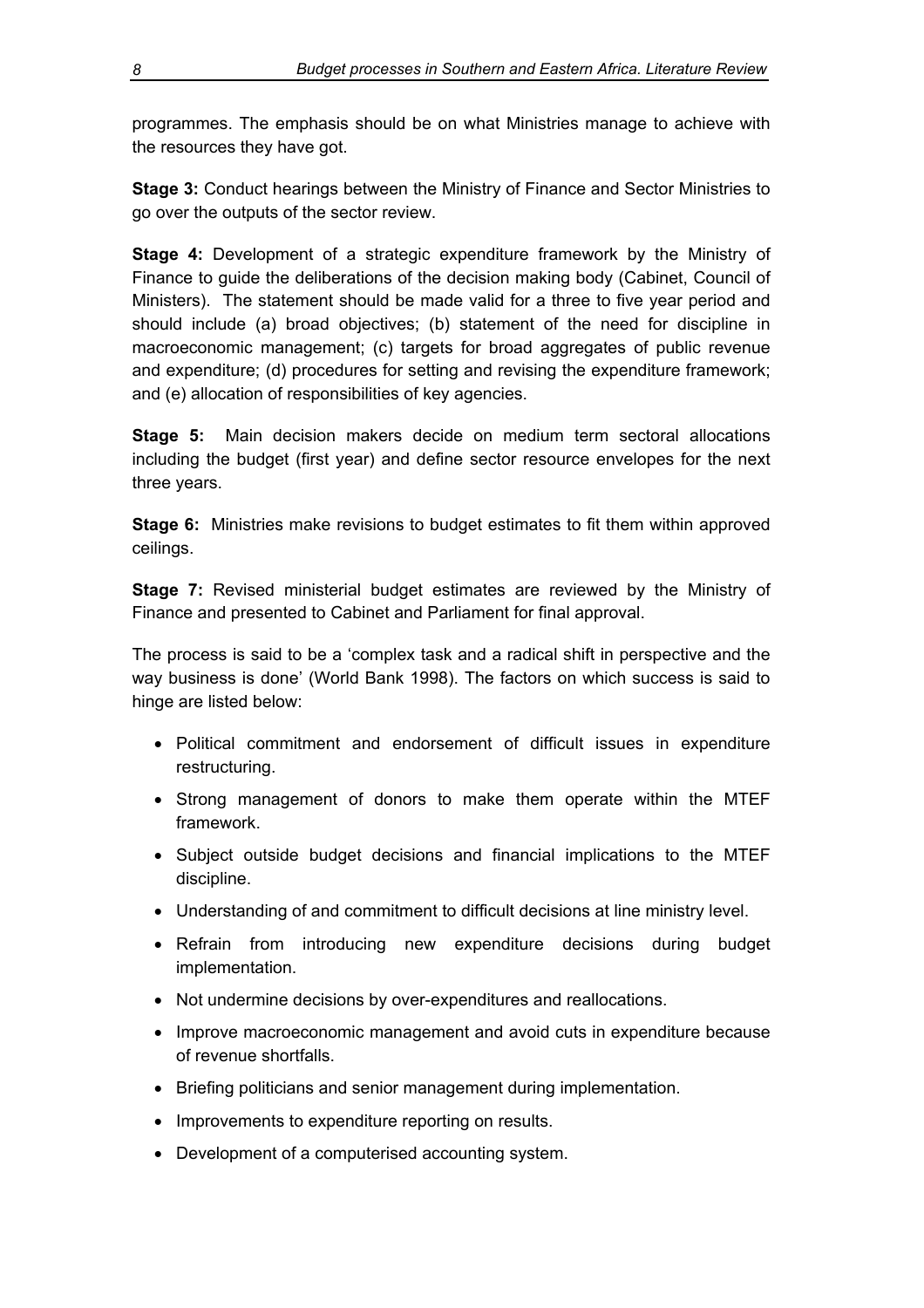programmes. The emphasis should be on what Ministries manage to achieve with the resources they have got.

**Stage 3:** Conduct hearings between the Ministry of Finance and Sector Ministries to go over the outputs of the sector review.

**Stage 4:** Development of a strategic expenditure framework by the Ministry of Finance to guide the deliberations of the decision making body (Cabinet, Council of Ministers). The statement should be made valid for a three to five year period and should include (a) broad objectives; (b) statement of the need for discipline in macroeconomic management; (c) targets for broad aggregates of public revenue and expenditure; (d) procedures for setting and revising the expenditure framework; and (e) allocation of responsibilities of key agencies.

**Stage 5:** Main decision makers decide on medium term sectoral allocations including the budget (first year) and define sector resource envelopes for the next three years.

**Stage 6:** Ministries make revisions to budget estimates to fit them within approved ceilings.

**Stage 7:** Revised ministerial budget estimates are reviewed by the Ministry of Finance and presented to Cabinet and Parliament for final approval.

The process is said to be a 'complex task and a radical shift in perspective and the way business is done' (World Bank 1998). The factors on which success is said to hinge are listed below:

- Political commitment and endorsement of difficult issues in expenditure restructuring.
- Strong management of donors to make them operate within the MTEF framework.
- Subject outside budget decisions and financial implications to the MTEF discipline.
- Understanding of and commitment to difficult decisions at line ministry level.
- Refrain from introducing new expenditure decisions during budget implementation.
- Not undermine decisions by over-expenditures and reallocations.
- Improve macroeconomic management and avoid cuts in expenditure because of revenue shortfalls.
- Briefing politicians and senior management during implementation.
- Improvements to expenditure reporting on results.
- Development of a computerised accounting system.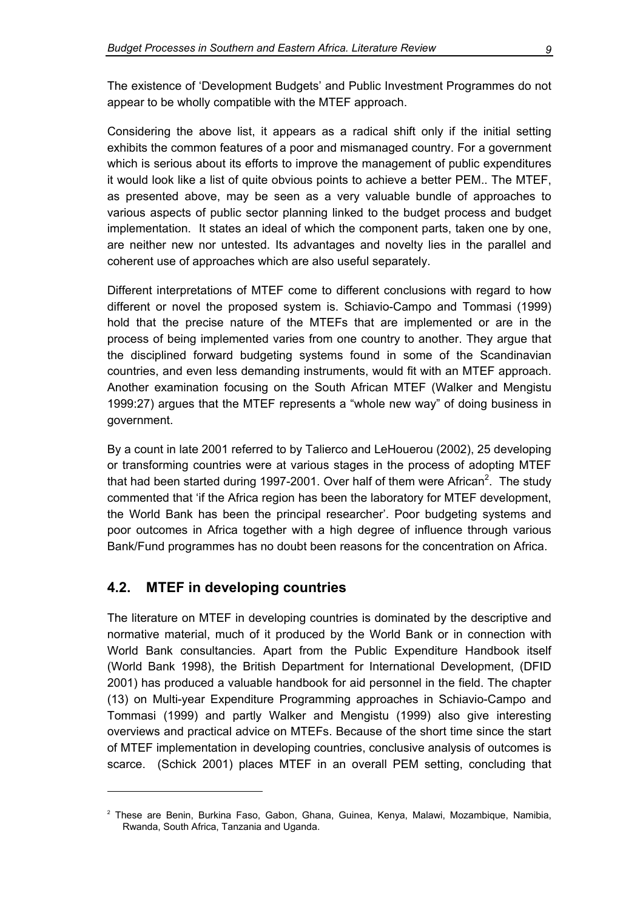The existence of 'Development Budgets' and Public Investment Programmes do not appear to be wholly compatible with the MTEF approach.

Considering the above list, it appears as a radical shift only if the initial setting exhibits the common features of a poor and mismanaged country. For a government which is serious about its efforts to improve the management of public expenditures it would look like a list of quite obvious points to achieve a better PEM.. The MTEF, as presented above, may be seen as a very valuable bundle of approaches to various aspects of public sector planning linked to the budget process and budget implementation. It states an ideal of which the component parts, taken one by one, are neither new nor untested. Its advantages and novelty lies in the parallel and coherent use of approaches which are also useful separately.

Different interpretations of MTEF come to different conclusions with regard to how different or novel the proposed system is. Schiavio-Campo and Tommasi (1999) hold that the precise nature of the MTEFs that are implemented or are in the process of being implemented varies from one country to another. They argue that the disciplined forward budgeting systems found in some of the Scandinavian countries, and even less demanding instruments, would fit with an MTEF approach. Another examination focusing on the South African MTEF (Walker and Mengistu 1999:27) argues that the MTEF represents a "whole new way" of doing business in government.

By a count in late 2001 referred to by Talierco and LeHouerou (2002), 25 developing or transforming countries were at various stages in the process of adopting MTEF that had been started during 1997-2001. Over half of them were African[2]. The study commented that 'if the Africa region has been the laboratory for MTEF development, the World Bank has been the principal researcher'. Poor budgeting systems and poor outcomes in Africa together with a high degree of influence through various Bank/Fund programmes has no doubt been reasons for the concentration on Africa.

## 4.2. MTEF in developing countries

The literature on MTEF in developing countries is dominated by the descriptive and normative material, much of it produced by the World Bank or in connection with World Bank consultancies. Apart from the Public Expenditure Handbook itself (World Bank 1998), the British Department for International Development, (DFID 2001) has produced a valuable handbook for aid personnel in the field. The chapter (13) on Multi-year Expenditure Programming approaches in Schiavio-Campo and Tommasi (1999) and partly Walker and Mengistu (1999) also give interesting overviews and practical advice on MTEFs. Because of the short time since the start of MTEF implementation in developing countries, conclusive analysis of outcomes is scarce. (Schick 2001) places MTEF in an overall PEM setting, concluding that

---

[2] These are Benin, Burkina Faso, Gabon, Ghana, Guinea, Kenya, Malawi, Mozambique, Namibia, Rwanda, South Africa, Tanzania and Uganda.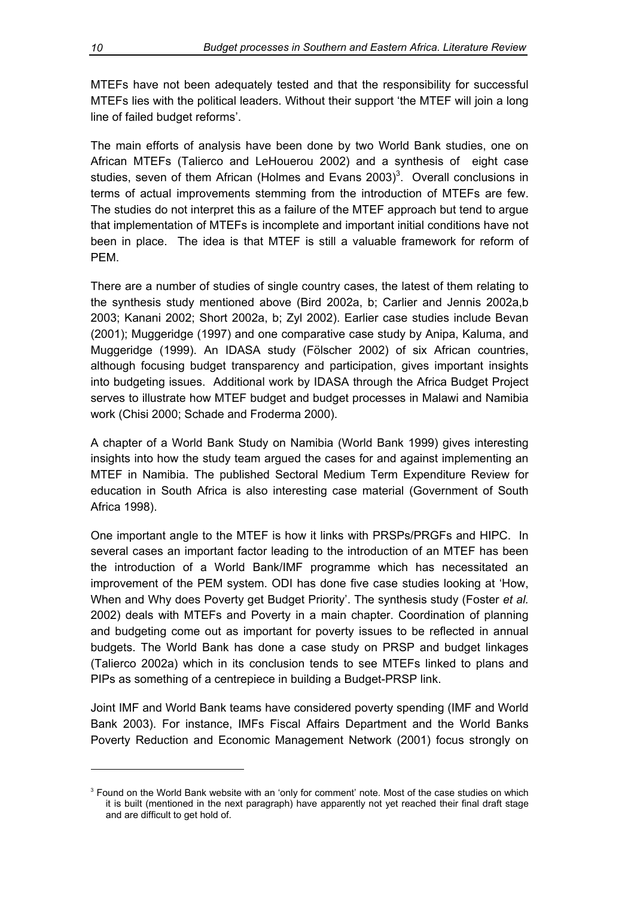MTEFs have not been adequately tested and that the responsibility for successful MTEFs lies with the political leaders. Without their support 'the MTEF will join a long line of failed budget reforms'.

The main efforts of analysis have been done by two World Bank studies, one on African MTEFs (Talierco and LeHouerou 2002) and a synthesis of eight case studies, seven of them African (Holmes and Evans 2003)[3]. Overall conclusions in terms of actual improvements stemming from the introduction of MTEFs are few. The studies do not interpret this as a failure of the MTEF approach but tend to argue that implementation of MTEFs is incomplete and important initial conditions have not been in place. The idea is that MTEF is still a valuable framework for reform of PEM.

There are a number of studies of single country cases, the latest of them relating to the synthesis study mentioned above (Bird 2002a, b; Carlier and Jennis 2002a,b 2003; Kanani 2002; Short 2002a, b; Zyl 2002). Earlier case studies include Bevan (2001); Muggeridge (1997) and one comparative case study by Anipa, Kaluma, and Muggeridge (1999). An IDASA study (Fölscher 2002) of six African countries, although focusing budget transparency and participation, gives important insights into budgeting issues. Additional work by IDASA through the Africa Budget Project serves to illustrate how MTEF budget and budget processes in Malawi and Namibia work (Chisi 2000; Schade and Froderma 2000).

A chapter of a World Bank Study on Namibia (World Bank 1999) gives interesting insights into how the study team argued the cases for and against implementing an MTEF in Namibia. The published Sectoral Medium Term Expenditure Review for education in South Africa is also interesting case material (Government of South Africa 1998).

One important angle to the MTEF is how it links with PRSPs/PRGFs and HIPC. In several cases an important factor leading to the introduction of an MTEF has been the introduction of a World Bank/IMF programme which has necessitated an improvement of the PEM system. ODI has done five case studies looking at 'How, When and Why does Poverty get Budget Priority'. The synthesis study (Foster *et al.* 2002) deals with MTEFs and Poverty in a main chapter. Coordination of planning and budgeting come out as important for poverty issues to be reflected in annual budgets. The World Bank has done a case study on PRSP and budget linkages (Talierco 2002a) which in its conclusion tends to see MTEFs linked to plans and PIPs as something of a centrepiece in building a Budget-PRSP link.

Joint IMF and World Bank teams have considered poverty spending (IMF and World Bank 2003). For instance, IMFs Fiscal Affairs Department and the World Banks Poverty Reduction and Economic Management Network (2001) focus strongly on

[3] Found on the World Bank website with an 'only for comment' note. Most of the case studies on which it is built (mentioned in the next paragraph) have apparently not yet reached their final draft stage and are difficult to get hold of.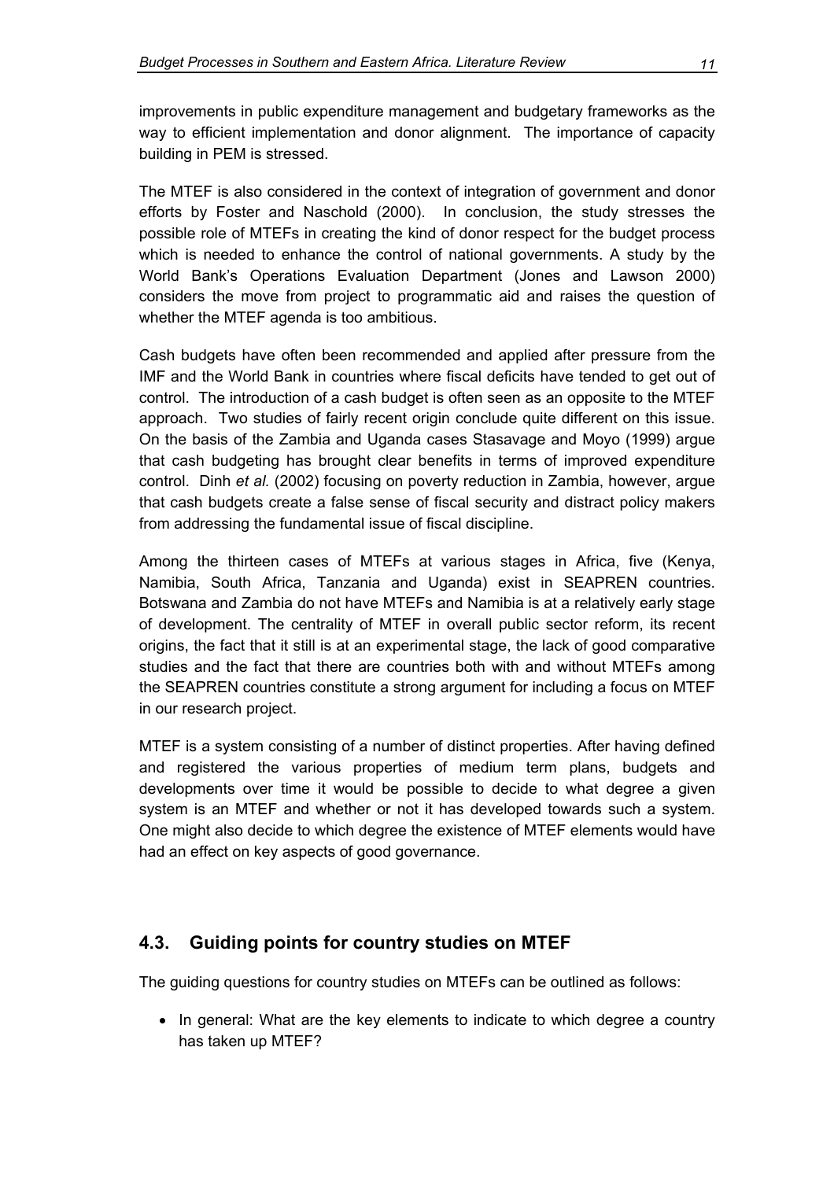improvements in public expenditure management and budgetary frameworks as the way to efficient implementation and donor alignment. The importance of capacity building in PEM is stressed.

The MTEF is also considered in the context of integration of government and donor efforts by Foster and Naschold (2000). In conclusion, the study stresses the possible role of MTEFs in creating the kind of donor respect for the budget process which is needed to enhance the control of national governments. A study by the World Bank's Operations Evaluation Department (Jones and Lawson 2000) considers the move from project to programmatic aid and raises the question of whether the MTEF agenda is too ambitious.

Cash budgets have often been recommended and applied after pressure from the IMF and the World Bank in countries where fiscal deficits have tended to get out of control. The introduction of a cash budget is often seen as an opposite to the MTEF approach. Two studies of fairly recent origin conclude quite different on this issue. On the basis of the Zambia and Uganda cases Stasavage and Moyo (1999) argue that cash budgeting has brought clear benefits in terms of improved expenditure control. Dinh *et al.* (2002) focusing on poverty reduction in Zambia, however, argue that cash budgets create a false sense of fiscal security and distract policy makers from addressing the fundamental issue of fiscal discipline.

Among the thirteen cases of MTEFs at various stages in Africa, five (Kenya, Namibia, South Africa, Tanzania and Uganda) exist in SEAPREN countries. Botswana and Zambia do not have MTEFs and Namibia is at a relatively early stage of development. The centrality of MTEF in overall public sector reform, its recent origins, the fact that it still is at an experimental stage, the lack of good comparative studies and the fact that there are countries both with and without MTEFs among the SEAPREN countries constitute a strong argument for including a focus on MTEF in our research project.

MTEF is a system consisting of a number of distinct properties. After having defined and registered the various properties of medium term plans, budgets and developments over time it would be possible to decide to what degree a given system is an MTEF and whether or not it has developed towards such a system. One might also decide to which degree the existence of MTEF elements would have had an effect on key aspects of good governance.

## 4.3. Guiding points for country studies on MTEF

The guiding questions for country studies on MTEFs can be outlined as follows:

- In general: What are the key elements to indicate to which degree a country has taken up MTEF?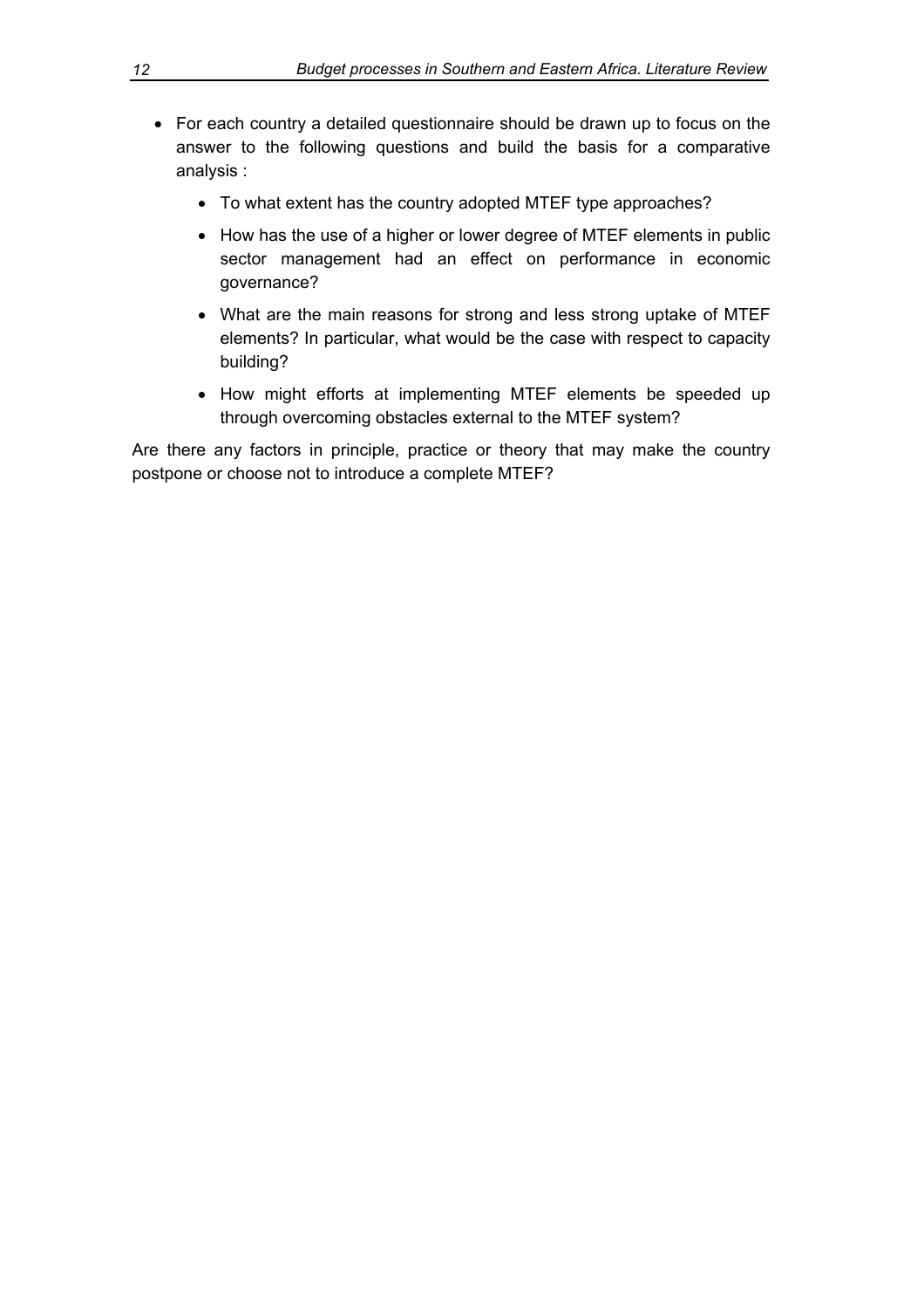- For each country a detailed questionnaire should be drawn up to focus on the answer to the following questions and build the basis for a comparative analysis :
  - To what extent has the country adopted MTEF type approaches?
  - How has the use of a higher or lower degree of MTEF elements in public sector management had an effect on performance in economic governance?
  - What are the main reasons for strong and less strong uptake of MTEF elements? In particular, what would be the case with respect to capacity building?
  - How might efforts at implementing MTEF elements be speeded up through overcoming obstacles external to the MTEF system?

Are there any factors in principle, practice or theory that may make the country postpone or choose not to introduce a complete MTEF?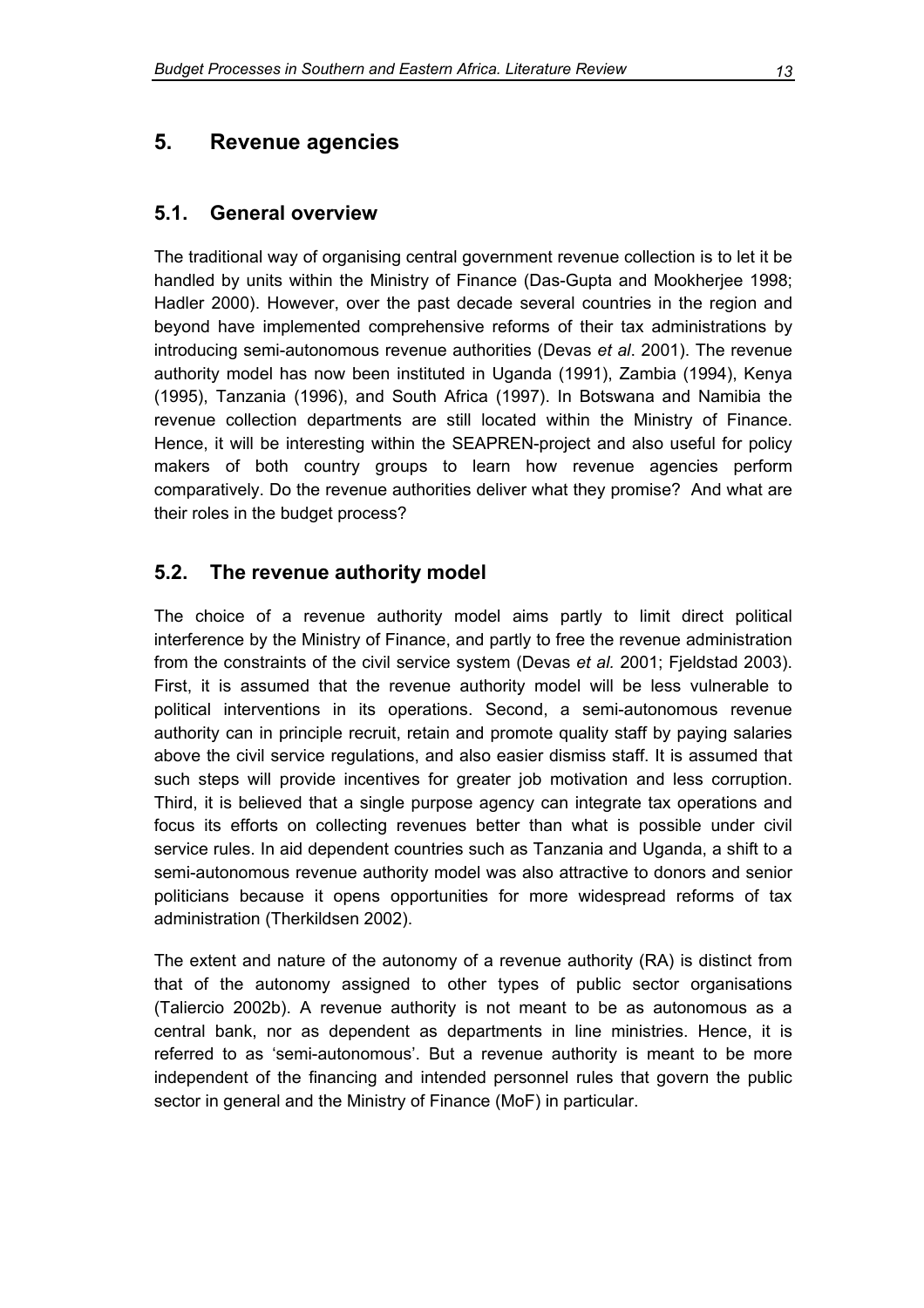## 5. Revenue agencies

### 5.1. General overview

The traditional way of organising central government revenue collection is to let it be handled by units within the Ministry of Finance (Das-Gupta and Mookherjee 1998; Hadler 2000). However, over the past decade several countries in the region and beyond have implemented comprehensive reforms of their tax administrations by introducing semi-autonomous revenue authorities (Devas *et al*. 2001). The revenue authority model has now been instituted in Uganda (1991), Zambia (1994), Kenya (1995), Tanzania (1996), and South Africa (1997). In Botswana and Namibia the revenue collection departments are still located within the Ministry of Finance. Hence, it will be interesting within the SEAPREN-project and also useful for policy makers of both country groups to learn how revenue agencies perform comparatively. Do the revenue authorities deliver what they promise? And what are their roles in the budget process?

### 5.2. The revenue authority model

The choice of a revenue authority model aims partly to limit direct political interference by the Ministry of Finance, and partly to free the revenue administration from the constraints of the civil service system (Devas *et al.* 2001; Fjeldstad 2003). First, it is assumed that the revenue authority model will be less vulnerable to political interventions in its operations. Second, a semi-autonomous revenue authority can in principle recruit, retain and promote quality staff by paying salaries above the civil service regulations, and also easier dismiss staff. It is assumed that such steps will provide incentives for greater job motivation and less corruption. Third, it is believed that a single purpose agency can integrate tax operations and focus its efforts on collecting revenues better than what is possible under civil service rules. In aid dependent countries such as Tanzania and Uganda, a shift to a semi-autonomous revenue authority model was also attractive to donors and senior politicians because it opens opportunities for more widespread reforms of tax administration (Therkildsen 2002).

The extent and nature of the autonomy of a revenue authority (RA) is distinct from that of the autonomy assigned to other types of public sector organisations (Taliercio 2002b). A revenue authority is not meant to be as autonomous as a central bank, nor as dependent as departments in line ministries. Hence, it is referred to as 'semi-autonomous'. But a revenue authority is meant to be more independent of the financing and intended personnel rules that govern the public sector in general and the Ministry of Finance (MoF) in particular.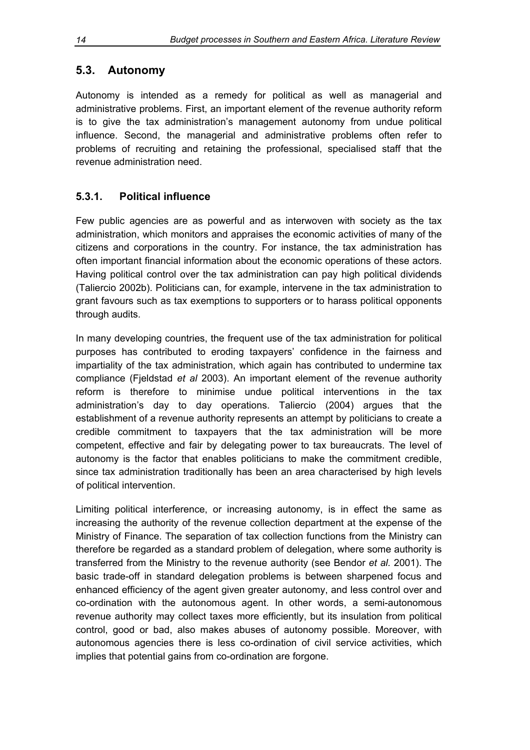## 5.3. Autonomy

Autonomy is intended as a remedy for political as well as managerial and administrative problems. First, an important element of the revenue authority reform is to give the tax administration's management autonomy from undue political influence. Second, the managerial and administrative problems often refer to problems of recruiting and retaining the professional, specialised staff that the revenue administration need.

### 5.3.1. Political influence

Few public agencies are as powerful and as interwoven with society as the tax administration, which monitors and appraises the economic activities of many of the citizens and corporations in the country. For instance, the tax administration has often important financial information about the economic operations of these actors. Having political control over the tax administration can pay high political dividends (Taliercio 2002b). Politicians can, for example, intervene in the tax administration to grant favours such as tax exemptions to supporters or to harass political opponents through audits.

In many developing countries, the frequent use of the tax administration for political purposes has contributed to eroding taxpayers' confidence in the fairness and impartiality of the tax administration, which again has contributed to undermine tax compliance (Fjeldstad *et al* 2003). An important element of the revenue authority reform is therefore to minimise undue political interventions in the tax administration's day to day operations. Taliercio (2004) argues that the establishment of a revenue authority represents an attempt by politicians to create a credible commitment to taxpayers that the tax administration will be more competent, effective and fair by delegating power to tax bureaucrats. The level of autonomy is the factor that enables politicians to make the commitment credible, since tax administration traditionally has been an area characterised by high levels of political intervention.

Limiting political interference, or increasing autonomy, is in effect the same as increasing the authority of the revenue collection department at the expense of the Ministry of Finance. The separation of tax collection functions from the Ministry can therefore be regarded as a standard problem of delegation, where some authority is transferred from the Ministry to the revenue authority (see Bendor *et al.* 2001). The basic trade-off in standard delegation problems is between sharpened focus and enhanced efficiency of the agent given greater autonomy, and less control over and co-ordination with the autonomous agent. In other words, a semi-autonomous revenue authority may collect taxes more efficiently, but its insulation from political control, good or bad, also makes abuses of autonomy possible. Moreover, with autonomous agencies there is less co-ordination of civil service activities, which implies that potential gains from co-ordination are forgone.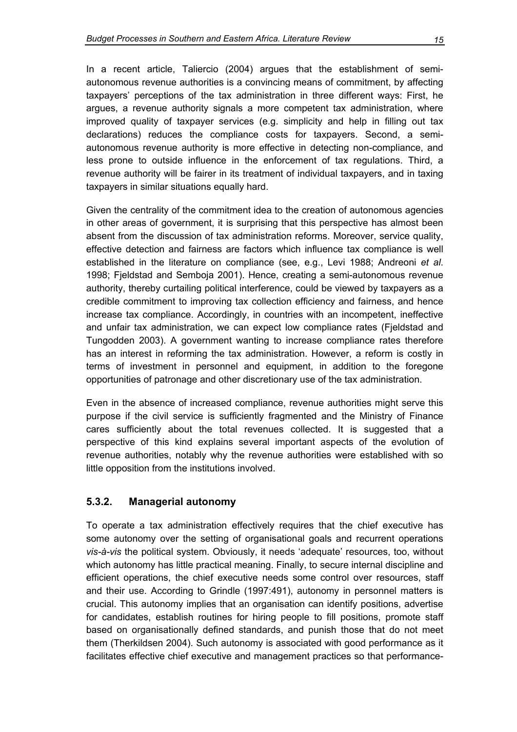In a recent article, Taliercio (2004) argues that the establishment of semi-autonomous revenue authorities is a convincing means of commitment, by affecting taxpayers' perceptions of the tax administration in three different ways: First, he argues, a revenue authority signals a more competent tax administration, where improved quality of taxpayer services (e.g. simplicity and help in filling out tax declarations) reduces the compliance costs for taxpayers. Second, a semi-autonomous revenue authority is more effective in detecting non-compliance, and less prone to outside influence in the enforcement of tax regulations. Third, a revenue authority will be fairer in its treatment of individual taxpayers, and in taxing taxpayers in similar situations equally hard.

Given the centrality of the commitment idea to the creation of autonomous agencies in other areas of government, it is surprising that this perspective has almost been absent from the discussion of tax administration reforms. Moreover, service quality, effective detection and fairness are factors which influence tax compliance is well established in the literature on compliance (see, e.g., Levi 1988; Andreoni *et al*. 1998; Fjeldstad and Semboja 2001). Hence, creating a semi-autonomous revenue authority, thereby curtailing political interference, could be viewed by taxpayers as a credible commitment to improving tax collection efficiency and fairness, and hence increase tax compliance. Accordingly, in countries with an incompetent, ineffective and unfair tax administration, we can expect low compliance rates (Fjeldstad and Tungodden 2003). A government wanting to increase compliance rates therefore has an interest in reforming the tax administration. However, a reform is costly in terms of investment in personnel and equipment, in addition to the foregone opportunities of patronage and other discretionary use of the tax administration.

Even in the absence of increased compliance, revenue authorities might serve this purpose if the civil service is sufficiently fragmented and the Ministry of Finance cares sufficiently about the total revenues collected. It is suggested that a perspective of this kind explains several important aspects of the evolution of revenue authorities, notably why the revenue authorities were established with so little opposition from the institutions involved.

### 5.3.2. Managerial autonomy

To operate a tax administration effectively requires that the chief executive has some autonomy over the setting of organisational goals and recurrent operations *vis-à-vis* the political system. Obviously, it needs 'adequate' resources, too, without which autonomy has little practical meaning. Finally, to secure internal discipline and efficient operations, the chief executive needs some control over resources, staff and their use. According to Grindle (1997:491), autonomy in personnel matters is crucial. This autonomy implies that an organisation can identify positions, advertise for candidates, establish routines for hiring people to fill positions, promote staff based on organisationally defined standards, and punish those that do not meet them (Therkildsen 2004). Such autonomy is associated with good performance as it facilitates effective chief executive and management practices so that performance-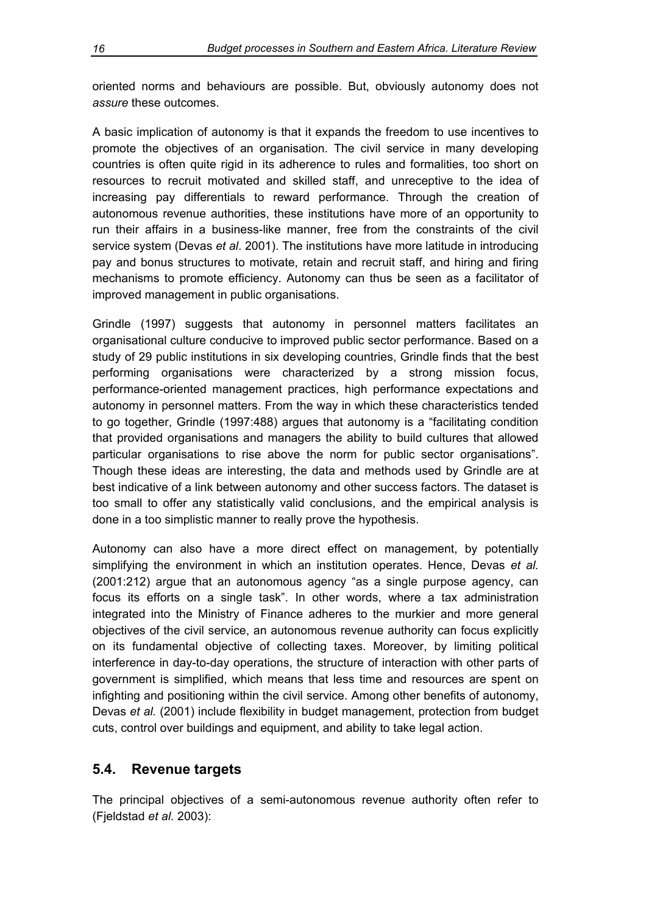oriented norms and behaviours are possible. But, obviously autonomy does not *assure* these outcomes.

A basic implication of autonomy is that it expands the freedom to use incentives to promote the objectives of an organisation. The civil service in many developing countries is often quite rigid in its adherence to rules and formalities, too short on resources to recruit motivated and skilled staff, and unreceptive to the idea of increasing pay differentials to reward performance. Through the creation of autonomous revenue authorities, these institutions have more of an opportunity to run their affairs in a business-like manner, free from the constraints of the civil service system (Devas *et al*. 2001). The institutions have more latitude in introducing pay and bonus structures to motivate, retain and recruit staff, and hiring and firing mechanisms to promote efficiency. Autonomy can thus be seen as a facilitator of improved management in public organisations.

Grindle (1997) suggests that autonomy in personnel matters facilitates an organisational culture conducive to improved public sector performance. Based on a study of 29 public institutions in six developing countries, Grindle finds that the best performing organisations were characterized by a strong mission focus, performance-oriented management practices, high performance expectations and autonomy in personnel matters. From the way in which these characteristics tended to go together, Grindle (1997:488) argues that autonomy is a "facilitating condition that provided organisations and managers the ability to build cultures that allowed particular organisations to rise above the norm for public sector organisations". Though these ideas are interesting, the data and methods used by Grindle are at best indicative of a link between autonomy and other success factors. The dataset is too small to offer any statistically valid conclusions, and the empirical analysis is done in a too simplistic manner to really prove the hypothesis.

Autonomy can also have a more direct effect on management, by potentially simplifying the environment in which an institution operates. Hence, Devas *et al.* (2001:212) argue that an autonomous agency "as a single purpose agency, can focus its efforts on a single task". In other words, where a tax administration integrated into the Ministry of Finance adheres to the murkier and more general objectives of the civil service, an autonomous revenue authority can focus explicitly on its fundamental objective of collecting taxes. Moreover, by limiting political interference in day-to-day operations, the structure of interaction with other parts of government is simplified, which means that less time and resources are spent on infighting and positioning within the civil service. Among other benefits of autonomy, Devas *et al.* (2001) include flexibility in budget management, protection from budget cuts, control over buildings and equipment, and ability to take legal action.

## 5.4. Revenue targets

The principal objectives of a semi-autonomous revenue authority often refer to (Fjeldstad *et al.* 2003):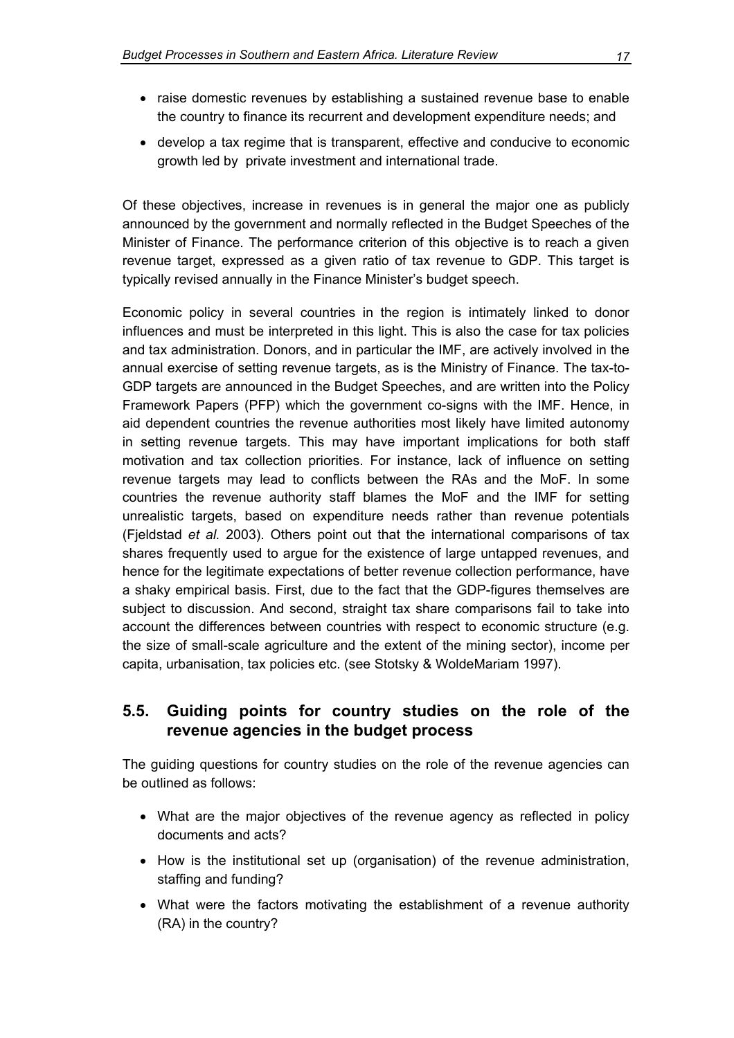- raise domestic revenues by establishing a sustained revenue base to enable the country to finance its recurrent and development expenditure needs; and
- develop a tax regime that is transparent, effective and conducive to economic growth led by private investment and international trade.

Of these objectives, increase in revenues is in general the major one as publicly announced by the government and normally reflected in the Budget Speeches of the Minister of Finance. The performance criterion of this objective is to reach a given revenue target, expressed as a given ratio of tax revenue to GDP. This target is typically revised annually in the Finance Minister's budget speech.

Economic policy in several countries in the region is intimately linked to donor influences and must be interpreted in this light. This is also the case for tax policies and tax administration. Donors, and in particular the IMF, are actively involved in the annual exercise of setting revenue targets, as is the Ministry of Finance. The tax-to-GDP targets are announced in the Budget Speeches, and are written into the Policy Framework Papers (PFP) which the government co-signs with the IMF. Hence, in aid dependent countries the revenue authorities most likely have limited autonomy in setting revenue targets. This may have important implications for both staff motivation and tax collection priorities. For instance, lack of influence on setting revenue targets may lead to conflicts between the RAs and the MoF. In some countries the revenue authority staff blames the MoF and the IMF for setting unrealistic targets, based on expenditure needs rather than revenue potentials (Fjeldstad *et al.* 2003). Others point out that the international comparisons of tax shares frequently used to argue for the existence of large untapped revenues, and hence for the legitimate expectations of better revenue collection performance, have a shaky empirical basis. First, due to the fact that the GDP-figures themselves are subject to discussion. And second, straight tax share comparisons fail to take into account the differences between countries with respect to economic structure (e.g. the size of small-scale agriculture and the extent of the mining sector), income per capita, urbanisation, tax policies etc. (see Stotsky & WoldeMariam 1997).

## 5.5. Guiding points for country studies on the role of the revenue agencies in the budget process

The guiding questions for country studies on the role of the revenue agencies can be outlined as follows:

- What are the major objectives of the revenue agency as reflected in policy documents and acts?
- How is the institutional set up (organisation) of the revenue administration, staffing and funding?
- What were the factors motivating the establishment of a revenue authority (RA) in the country?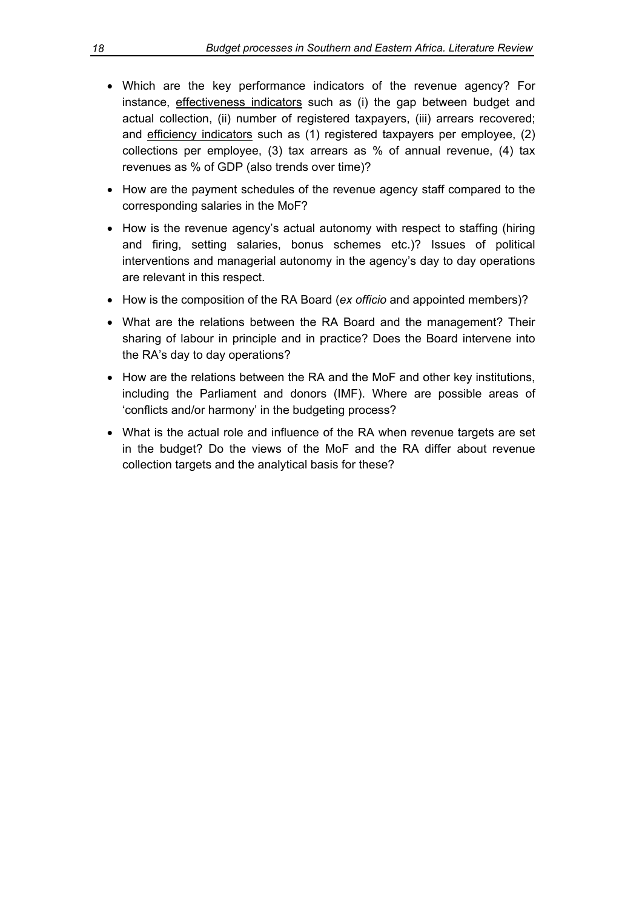- Which are the key performance indicators of the revenue agency? For instance, <u>effectiveness indicators</u> such as (i) the gap between budget and actual collection, (ii) number of registered taxpayers, (iii) arrears recovered; and <u>efficiency indicators</u> such as (1) registered taxpayers per employee, (2) collections per employee, (3) tax arrears as % of annual revenue, (4) tax revenues as % of GDP (also trends over time)?
- How are the payment schedules of the revenue agency staff compared to the corresponding salaries in the MoF?
- How is the revenue agency's actual autonomy with respect to staffing (hiring and firing, setting salaries, bonus schemes etc.)? Issues of political interventions and managerial autonomy in the agency's day to day operations are relevant in this respect.
- How is the composition of the RA Board (*ex officio* and appointed members)?
- What are the relations between the RA Board and the management? Their sharing of labour in principle and in practice? Does the Board intervene into the RA's day to day operations?
- How are the relations between the RA and the MoF and other key institutions, including the Parliament and donors (IMF). Where are possible areas of 'conflicts and/or harmony' in the budgeting process?
- What is the actual role and influence of the RA when revenue targets are set in the budget? Do the views of the MoF and the RA differ about revenue collection targets and the analytical basis for these?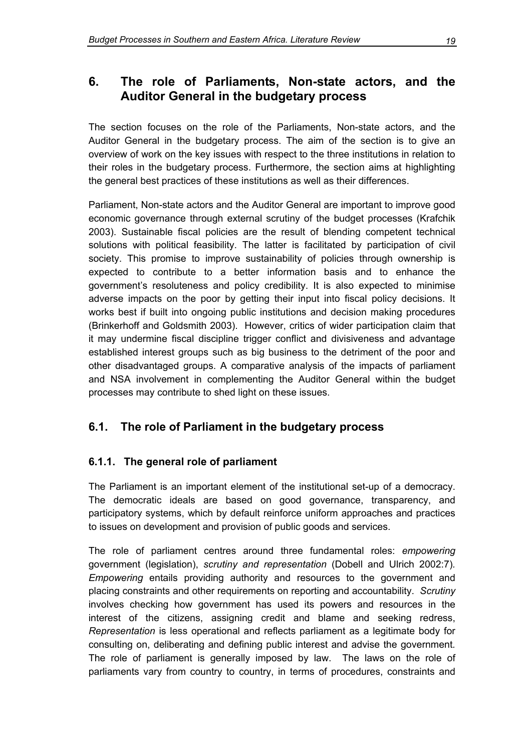## 6. The role of Parliaments, Non-state actors, and the Auditor General in the budgetary process

The section focuses on the role of the Parliaments, Non-state actors, and the Auditor General in the budgetary process. The aim of the section is to give an overview of work on the key issues with respect to the three institutions in relation to their roles in the budgetary process. Furthermore, the section aims at highlighting the general best practices of these institutions as well as their differences.

Parliament, Non-state actors and the Auditor General are important to improve good economic governance through external scrutiny of the budget processes (Krafchik 2003). Sustainable fiscal policies are the result of blending competent technical solutions with political feasibility. The latter is facilitated by participation of civil society. This promise to improve sustainability of policies through ownership is expected to contribute to a better information basis and to enhance the government's resoluteness and policy credibility. It is also expected to minimise adverse impacts on the poor by getting their input into fiscal policy decisions. It works best if built into ongoing public institutions and decision making procedures (Brinkerhoff and Goldsmith 2003). However, critics of wider participation claim that it may undermine fiscal discipline trigger conflict and divisiveness and advantage established interest groups such as big business to the detriment of the poor and other disadvantaged groups. A comparative analysis of the impacts of parliament and NSA involvement in complementing the Auditor General within the budget processes may contribute to shed light on these issues.

### 6.1. The role of Parliament in the budgetary process

#### 6.1.1. The general role of parliament

The Parliament is an important element of the institutional set-up of a democracy. The democratic ideals are based on good governance, transparency, and participatory systems, which by default reinforce uniform approaches and practices to issues on development and provision of public goods and services.

The role of parliament centres around three fundamental roles: *empowering* government (legislation), *scrutiny and representation* (Dobell and Ulrich 2002:7). *Empowering* entails providing authority and resources to the government and placing constraints and other requirements on reporting and accountability. *Scrutiny* involves checking how government has used its powers and resources in the interest of the citizens, assigning credit and blame and seeking redress, *Representation* is less operational and reflects parliament as a legitimate body for consulting on, deliberating and defining public interest and advise the government. The role of parliament is generally imposed by law. The laws on the role of parliaments vary from country to country, in terms of procedures, constraints and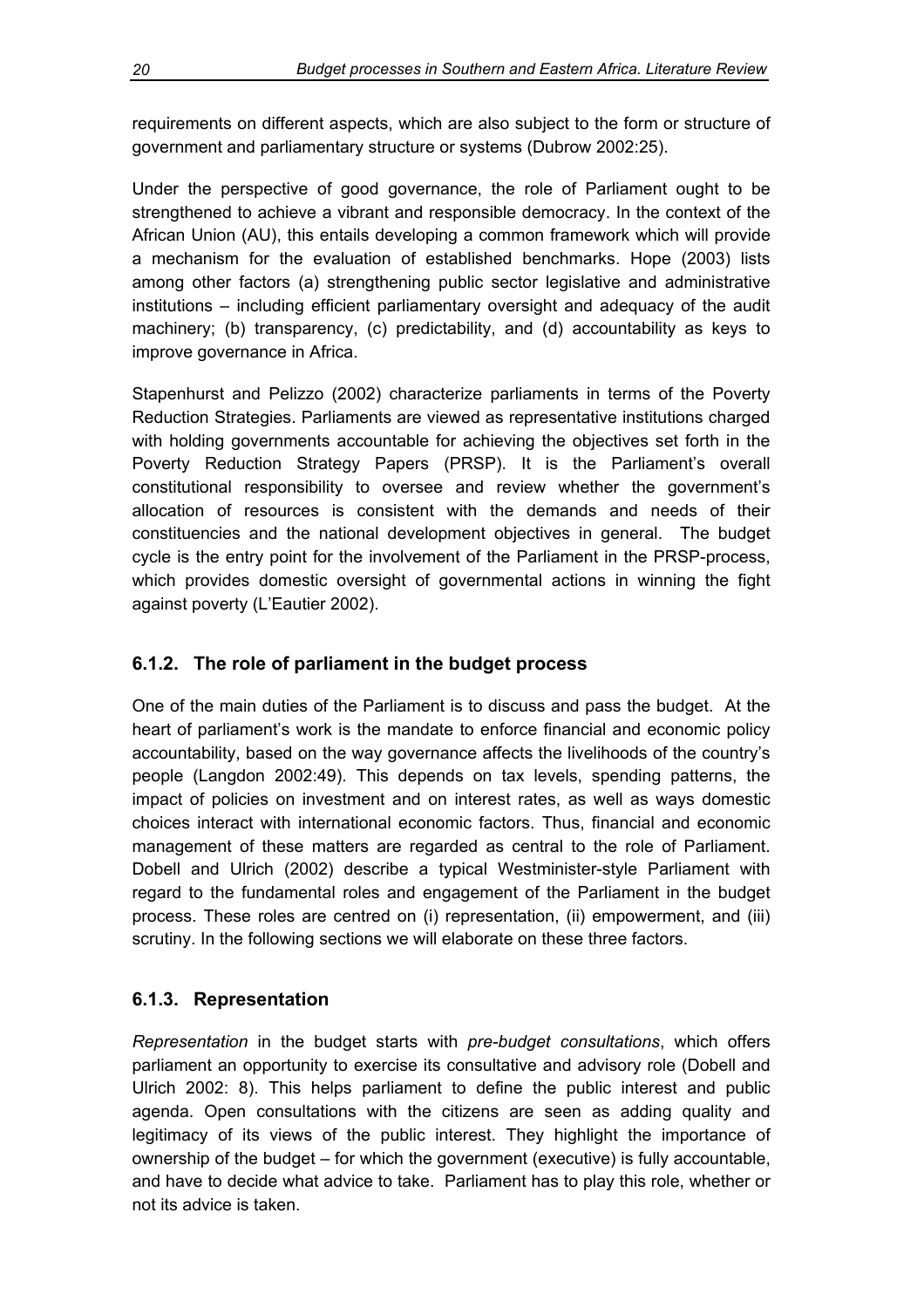requirements on different aspects, which are also subject to the form or structure of government and parliamentary structure or systems (Dubrow 2002:25).

Under the perspective of good governance, the role of Parliament ought to be strengthened to achieve a vibrant and responsible democracy. In the context of the African Union (AU), this entails developing a common framework which will provide a mechanism for the evaluation of established benchmarks. Hope (2003) lists among other factors (a) strengthening public sector legislative and administrative institutions – including efficient parliamentary oversight and adequacy of the audit machinery; (b) transparency, (c) predictability, and (d) accountability as keys to improve governance in Africa.

Stapenhurst and Pelizzo (2002) characterize parliaments in terms of the Poverty Reduction Strategies. Parliaments are viewed as representative institutions charged with holding governments accountable for achieving the objectives set forth in the Poverty Reduction Strategy Papers (PRSP). It is the Parliament's overall constitutional responsibility to oversee and review whether the government's allocation of resources is consistent with the demands and needs of their constituencies and the national development objectives in general. The budget cycle is the entry point for the involvement of the Parliament in the PRSP-process, which provides domestic oversight of governmental actions in winning the fight against poverty (L'Eautier 2002).

### 6.1.2. The role of parliament in the budget process

One of the main duties of the Parliament is to discuss and pass the budget. At the heart of parliament's work is the mandate to enforce financial and economic policy accountability, based on the way governance affects the livelihoods of the country's people (Langdon 2002:49). This depends on tax levels, spending patterns, the impact of policies on investment and on interest rates, as well as ways domestic choices interact with international economic factors. Thus, financial and economic management of these matters are regarded as central to the role of Parliament. Dobell and Ulrich (2002) describe a typical Westminister-style Parliament with regard to the fundamental roles and engagement of the Parliament in the budget process. These roles are centred on (i) representation, (ii) empowerment, and (iii) scrutiny. In the following sections we will elaborate on these three factors.

### 6.1.3. Representation

*Representation* in the budget starts with *pre-budget consultations*, which offers parliament an opportunity to exercise its consultative and advisory role (Dobell and Ulrich 2002: 8). This helps parliament to define the public interest and public agenda. Open consultations with the citizens are seen as adding quality and legitimacy of its views of the public interest. They highlight the importance of ownership of the budget – for which the government (executive) is fully accountable, and have to decide what advice to take. Parliament has to play this role, whether or not its advice is taken.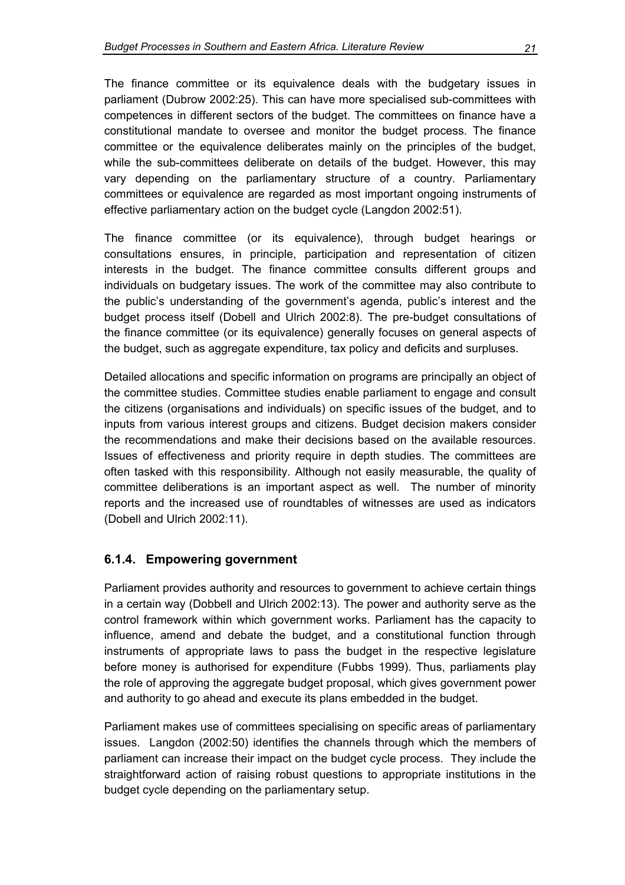The finance committee or its equivalence deals with the budgetary issues in parliament (Dubrow 2002:25). This can have more specialised sub-committees with competences in different sectors of the budget. The committees on finance have a constitutional mandate to oversee and monitor the budget process. The finance committee or the equivalence deliberates mainly on the principles of the budget, while the sub-committees deliberate on details of the budget. However, this may vary depending on the parliamentary structure of a country. Parliamentary committees or equivalence are regarded as most important ongoing instruments of effective parliamentary action on the budget cycle (Langdon 2002:51).

The finance committee (or its equivalence), through budget hearings or consultations ensures, in principle, participation and representation of citizen interests in the budget. The finance committee consults different groups and individuals on budgetary issues. The work of the committee may also contribute to the public's understanding of the government's agenda, public's interest and the budget process itself (Dobell and Ulrich 2002:8). The pre-budget consultations of the finance committee (or its equivalence) generally focuses on general aspects of the budget, such as aggregate expenditure, tax policy and deficits and surpluses.

Detailed allocations and specific information on programs are principally an object of the committee studies. Committee studies enable parliament to engage and consult the citizens (organisations and individuals) on specific issues of the budget, and to inputs from various interest groups and citizens. Budget decision makers consider the recommendations and make their decisions based on the available resources. Issues of effectiveness and priority require in depth studies. The committees are often tasked with this responsibility. Although not easily measurable, the quality of committee deliberations is an important aspect as well. The number of minority reports and the increased use of roundtables of witnesses are used as indicators (Dobell and Ulrich 2002:11).

### 6.1.4. Empowering government

Parliament provides authority and resources to government to achieve certain things in a certain way (Dobbell and Ulrich 2002:13). The power and authority serve as the control framework within which government works. Parliament has the capacity to influence, amend and debate the budget, and a constitutional function through instruments of appropriate laws to pass the budget in the respective legislature before money is authorised for expenditure (Fubbs 1999). Thus, parliaments play the role of approving the aggregate budget proposal, which gives government power and authority to go ahead and execute its plans embedded in the budget.

Parliament makes use of committees specialising on specific areas of parliamentary issues. Langdon (2002:50) identifies the channels through which the members of parliament can increase their impact on the budget cycle process. They include the straightforward action of raising robust questions to appropriate institutions in the budget cycle depending on the parliamentary setup.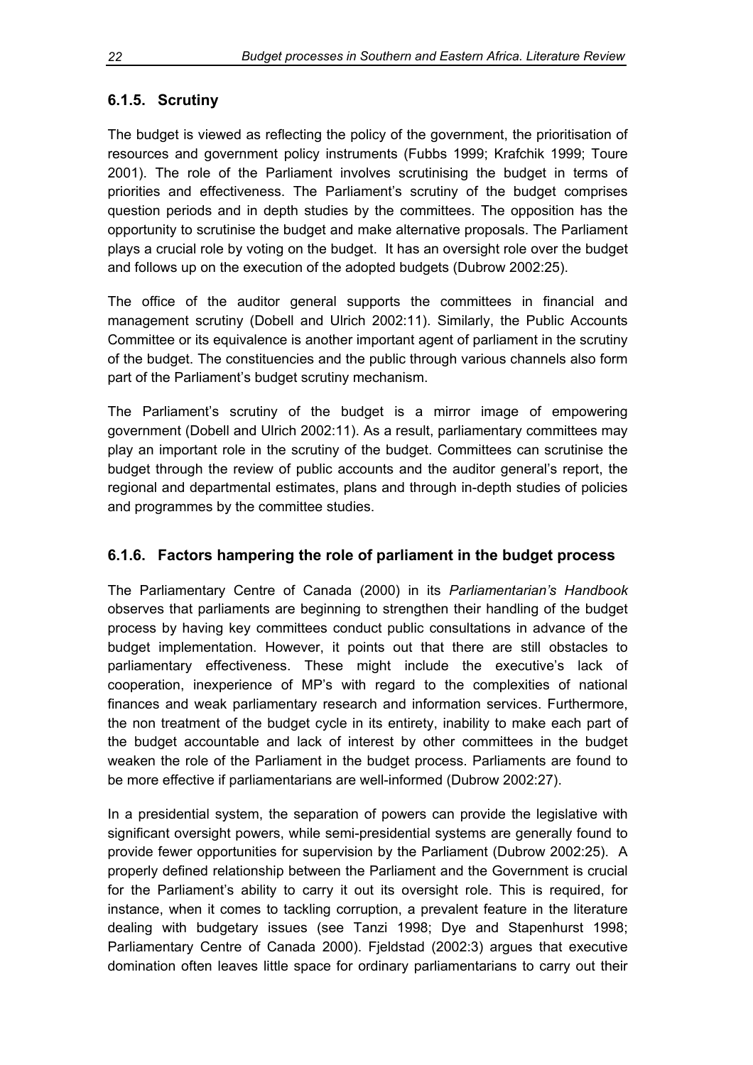### 6.1.5. Scrutiny

The budget is viewed as reflecting the policy of the government, the prioritisation of resources and government policy instruments (Fubbs 1999; Krafchik 1999; Toure 2001). The role of the Parliament involves scrutinising the budget in terms of priorities and effectiveness. The Parliament's scrutiny of the budget comprises question periods and in depth studies by the committees. The opposition has the opportunity to scrutinise the budget and make alternative proposals. The Parliament plays a crucial role by voting on the budget. It has an oversight role over the budget and follows up on the execution of the adopted budgets (Dubrow 2002:25).

The office of the auditor general supports the committees in financial and management scrutiny (Dobell and Ulrich 2002:11). Similarly, the Public Accounts Committee or its equivalence is another important agent of parliament in the scrutiny of the budget. The constituencies and the public through various channels also form part of the Parliament's budget scrutiny mechanism.

The Parliament's scrutiny of the budget is a mirror image of empowering government (Dobell and Ulrich 2002:11). As a result, parliamentary committees may play an important role in the scrutiny of the budget. Committees can scrutinise the budget through the review of public accounts and the auditor general's report, the regional and departmental estimates, plans and through in-depth studies of policies and programmes by the committee studies.

### 6.1.6. Factors hampering the role of parliament in the budget process

The Parliamentary Centre of Canada (2000) in its *Parliamentarian's Handbook* observes that parliaments are beginning to strengthen their handling of the budget process by having key committees conduct public consultations in advance of the budget implementation. However, it points out that there are still obstacles to parliamentary effectiveness. These might include the executive's lack of cooperation, inexperience of MP's with regard to the complexities of national finances and weak parliamentary research and information services. Furthermore, the non treatment of the budget cycle in its entirety, inability to make each part of the budget accountable and lack of interest by other committees in the budget weaken the role of the Parliament in the budget process. Parliaments are found to be more effective if parliamentarians are well-informed (Dubrow 2002:27).

In a presidential system, the separation of powers can provide the legislative with significant oversight powers, while semi-presidential systems are generally found to provide fewer opportunities for supervision by the Parliament (Dubrow 2002:25). A properly defined relationship between the Parliament and the Government is crucial for the Parliament's ability to carry it out its oversight role. This is required, for instance, when it comes to tackling corruption, a prevalent feature in the literature dealing with budgetary issues (see Tanzi 1998; Dye and Stapenhurst 1998; Parliamentary Centre of Canada 2000). Fjeldstad (2002:3) argues that executive domination often leaves little space for ordinary parliamentarians to carry out their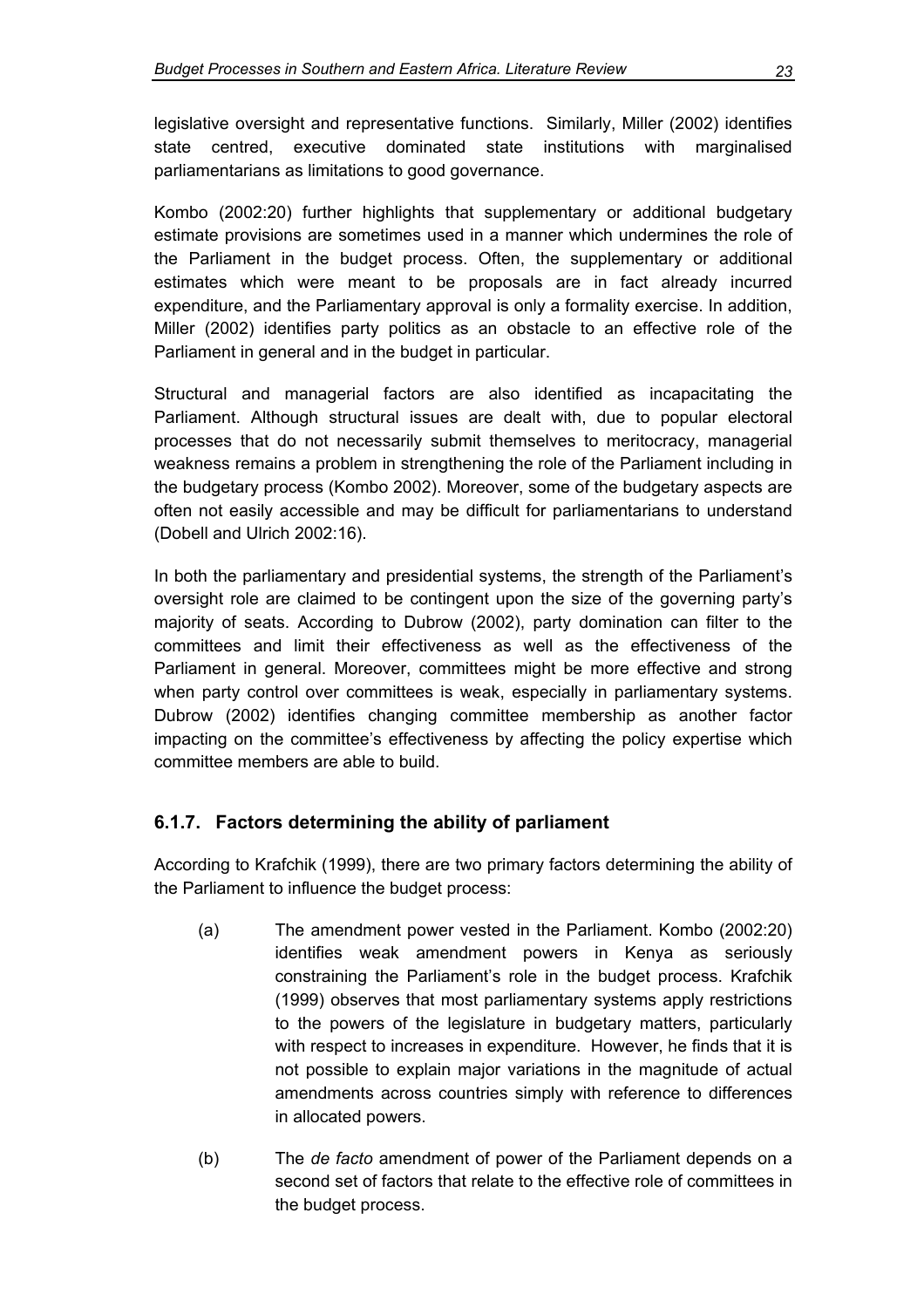legislative oversight and representative functions. Similarly, Miller (2002) identifies state centred, executive dominated state institutions with marginalised parliamentarians as limitations to good governance.

Kombo (2002:20) further highlights that supplementary or additional budgetary estimate provisions are sometimes used in a manner which undermines the role of the Parliament in the budget process. Often, the supplementary or additional estimates which were meant to be proposals are in fact already incurred expenditure, and the Parliamentary approval is only a formality exercise. In addition, Miller (2002) identifies party politics as an obstacle to an effective role of the Parliament in general and in the budget in particular.

Structural and managerial factors are also identified as incapacitating the Parliament. Although structural issues are dealt with, due to popular electoral processes that do not necessarily submit themselves to meritocracy, managerial weakness remains a problem in strengthening the role of the Parliament including in the budgetary process (Kombo 2002). Moreover, some of the budgetary aspects are often not easily accessible and may be difficult for parliamentarians to understand (Dobell and Ulrich 2002:16).

In both the parliamentary and presidential systems, the strength of the Parliament's oversight role are claimed to be contingent upon the size of the governing party's majority of seats. According to Dubrow (2002), party domination can filter to the committees and limit their effectiveness as well as the effectiveness of the Parliament in general. Moreover, committees might be more effective and strong when party control over committees is weak, especially in parliamentary systems. Dubrow (2002) identifies changing committee membership as another factor impacting on the committee's effectiveness by affecting the policy expertise which committee members are able to build.

### 6.1.7. Factors determining the ability of parliament

According to Krafchik (1999), there are two primary factors determining the ability of the Parliament to influence the budget process:

(a) The amendment power vested in the Parliament. Kombo (2002:20) identifies weak amendment powers in Kenya as seriously constraining the Parliament's role in the budget process. Krafchik (1999) observes that most parliamentary systems apply restrictions to the powers of the legislature in budgetary matters, particularly with respect to increases in expenditure. However, he finds that it is not possible to explain major variations in the magnitude of actual amendments across countries simply with reference to differences in allocated powers.

(b) The *de facto* amendment of power of the Parliament depends on a second set of factors that relate to the effective role of committees in the budget process.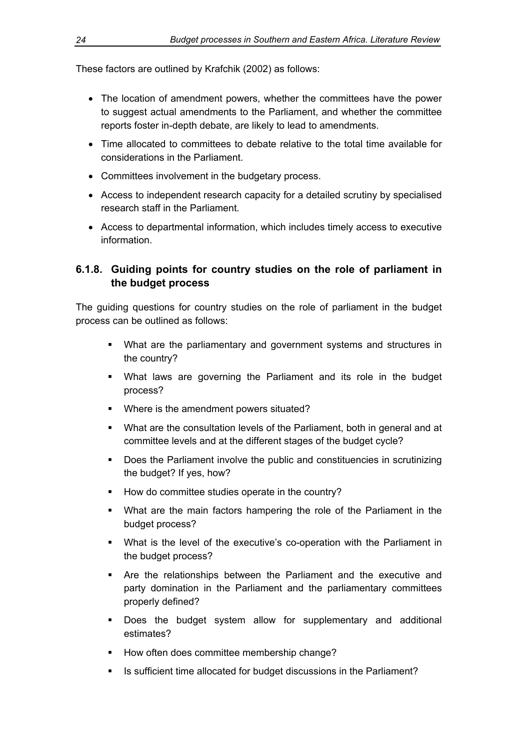These factors are outlined by Krafchik (2002) as follows:

- The location of amendment powers, whether the committees have the power to suggest actual amendments to the Parliament, and whether the committee reports foster in-depth debate, are likely to lead to amendments.
- Time allocated to committees to debate relative to the total time available for considerations in the Parliament.
- Committees involvement in the budgetary process.
- Access to independent research capacity for a detailed scrutiny by specialised research staff in the Parliament.
- Access to departmental information, which includes timely access to executive information.

### 6.1.8. Guiding points for country studies on the role of parliament in the budget process

The guiding questions for country studies on the role of parliament in the budget process can be outlined as follows:

- What are the parliamentary and government systems and structures in the country?
- What laws are governing the Parliament and its role in the budget process?
- Where is the amendment powers situated?
- What are the consultation levels of the Parliament, both in general and at committee levels and at the different stages of the budget cycle?
- Does the Parliament involve the public and constituencies in scrutinizing the budget? If yes, how?
- How do committee studies operate in the country?
- What are the main factors hampering the role of the Parliament in the budget process?
- What is the level of the executive's co-operation with the Parliament in the budget process?
- Are the relationships between the Parliament and the executive and party domination in the Parliament and the parliamentary committees properly defined?
- Does the budget system allow for supplementary and additional estimates?
- How often does committee membership change?
- Is sufficient time allocated for budget discussions in the Parliament?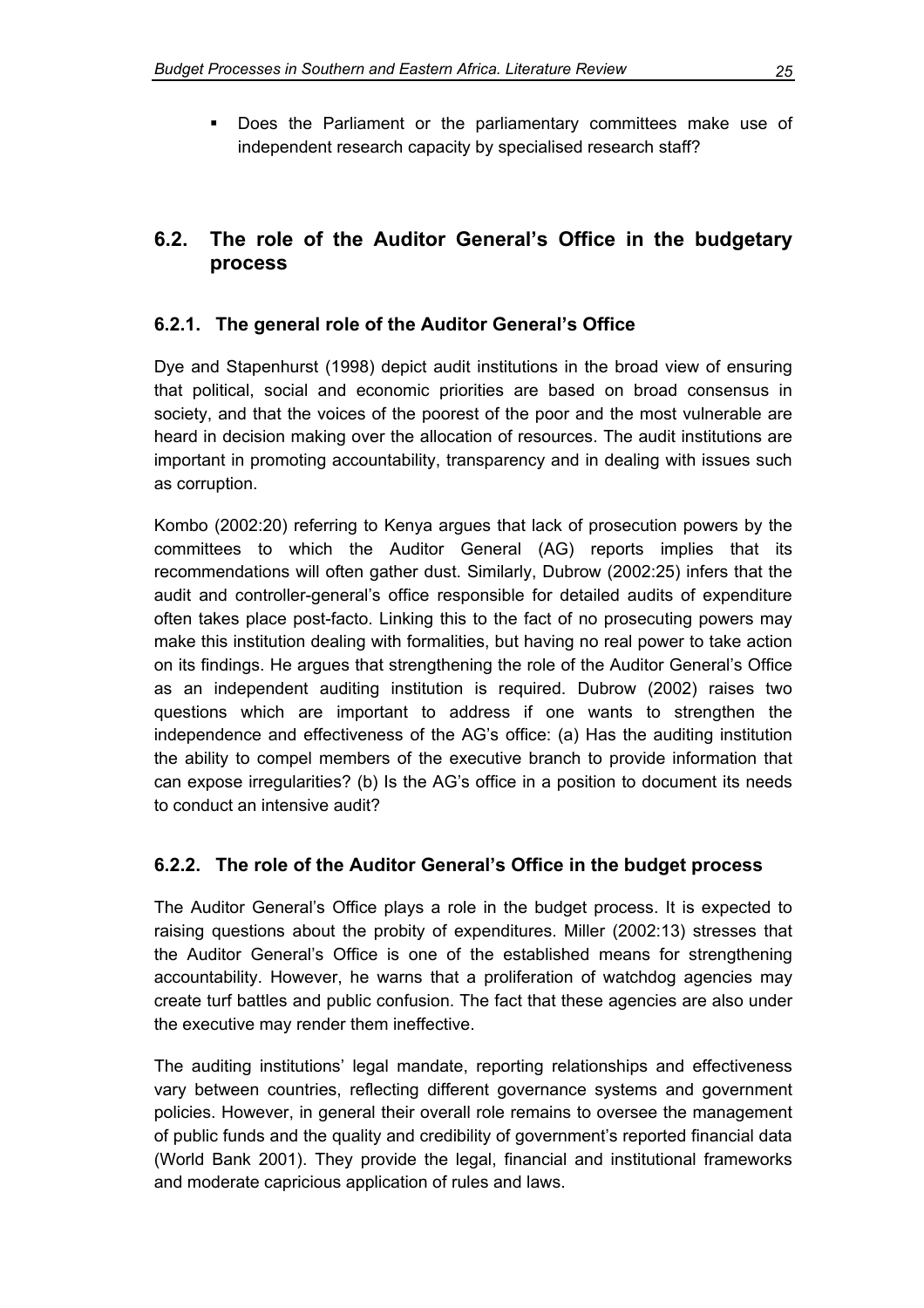- Does the Parliament or the parliamentary committees make use of independent research capacity by specialised research staff?

## 6.2. The role of the Auditor General's Office in the budgetary process

### 6.2.1. The general role of the Auditor General's Office

Dye and Stapenhurst (1998) depict audit institutions in the broad view of ensuring that political, social and economic priorities are based on broad consensus in society, and that the voices of the poorest of the poor and the most vulnerable are heard in decision making over the allocation of resources. The audit institutions are important in promoting accountability, transparency and in dealing with issues such as corruption.

Kombo (2002:20) referring to Kenya argues that lack of prosecution powers by the committees to which the Auditor General (AG) reports implies that its recommendations will often gather dust. Similarly, Dubrow (2002:25) infers that the audit and controller-general's office responsible for detailed audits of expenditure often takes place post-facto. Linking this to the fact of no prosecuting powers may make this institution dealing with formalities, but having no real power to take action on its findings. He argues that strengthening the role of the Auditor General's Office as an independent auditing institution is required. Dubrow (2002) raises two questions which are important to address if one wants to strengthen the independence and effectiveness of the AG's office: (a) Has the auditing institution the ability to compel members of the executive branch to provide information that can expose irregularities? (b) Is the AG's office in a position to document its needs to conduct an intensive audit?

### 6.2.2. The role of the Auditor General's Office in the budget process

The Auditor General's Office plays a role in the budget process. It is expected to raising questions about the probity of expenditures. Miller (2002:13) stresses that the Auditor General's Office is one of the established means for strengthening accountability. However, he warns that a proliferation of watchdog agencies may create turf battles and public confusion. The fact that these agencies are also under the executive may render them ineffective.

The auditing institutions' legal mandate, reporting relationships and effectiveness vary between countries, reflecting different governance systems and government policies. However, in general their overall role remains to oversee the management of public funds and the quality and credibility of government's reported financial data (World Bank 2001). They provide the legal, financial and institutional frameworks and moderate capricious application of rules and laws.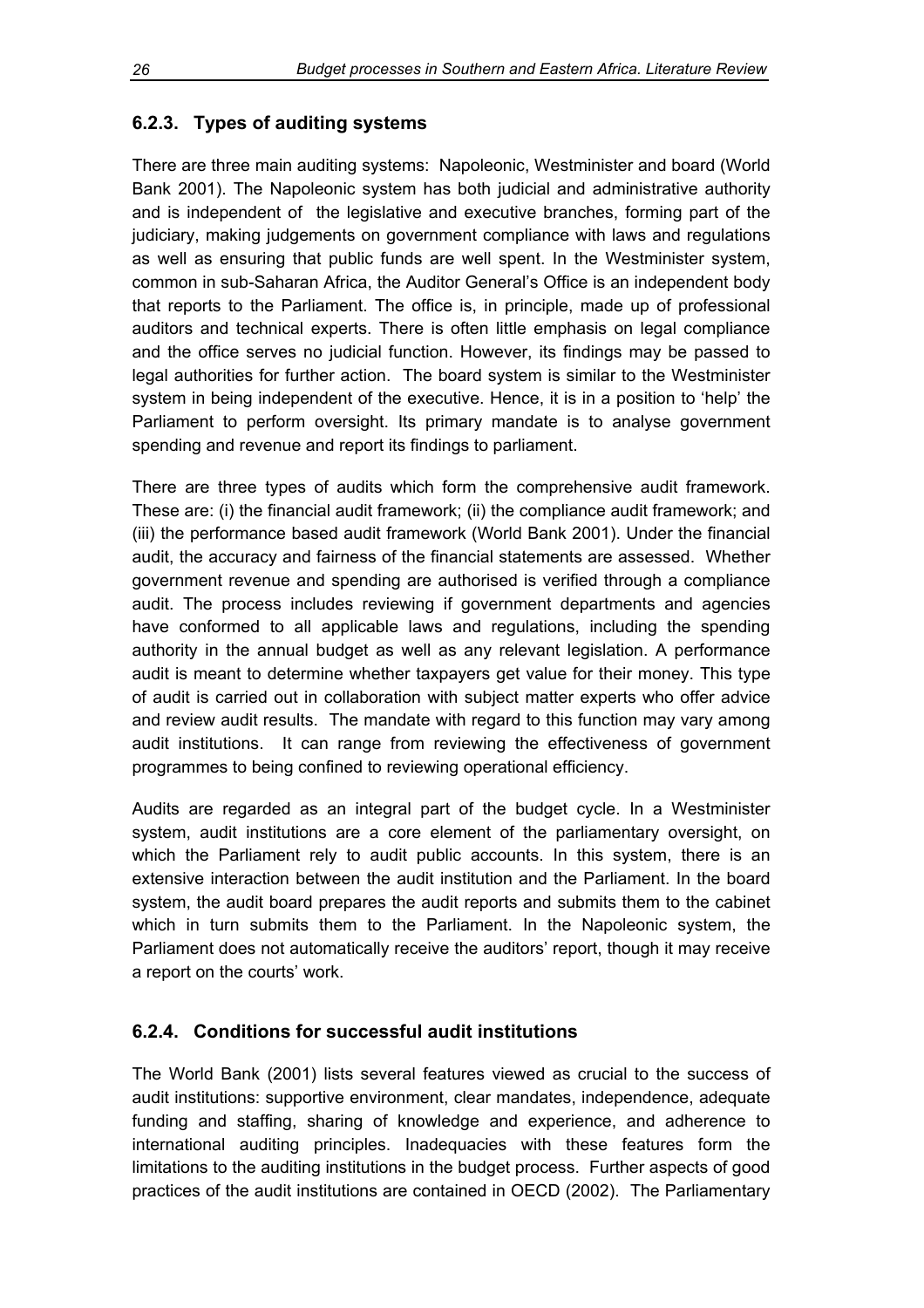### 6.2.3. Types of auditing systems

There are three main auditing systems: Napoleonic, Westminister and board (World Bank 2001). The Napoleonic system has both judicial and administrative authority and is independent of the legislative and executive branches, forming part of the judiciary, making judgements on government compliance with laws and regulations as well as ensuring that public funds are well spent. In the Westminister system, common in sub-Saharan Africa, the Auditor General's Office is an independent body that reports to the Parliament. The office is, in principle, made up of professional auditors and technical experts. There is often little emphasis on legal compliance and the office serves no judicial function. However, its findings may be passed to legal authorities for further action. The board system is similar to the Westminister system in being independent of the executive. Hence, it is in a position to 'help' the Parliament to perform oversight. Its primary mandate is to analyse government spending and revenue and report its findings to parliament.

There are three types of audits which form the comprehensive audit framework. These are: (i) the financial audit framework; (ii) the compliance audit framework; and (iii) the performance based audit framework (World Bank 2001). Under the financial audit, the accuracy and fairness of the financial statements are assessed. Whether government revenue and spending are authorised is verified through a compliance audit. The process includes reviewing if government departments and agencies have conformed to all applicable laws and regulations, including the spending authority in the annual budget as well as any relevant legislation. A performance audit is meant to determine whether taxpayers get value for their money. This type of audit is carried out in collaboration with subject matter experts who offer advice and review audit results. The mandate with regard to this function may vary among audit institutions. It can range from reviewing the effectiveness of government programmes to being confined to reviewing operational efficiency.

Audits are regarded as an integral part of the budget cycle. In a Westminister system, audit institutions are a core element of the parliamentary oversight, on which the Parliament rely to audit public accounts. In this system, there is an extensive interaction between the audit institution and the Parliament. In the board system, the audit board prepares the audit reports and submits them to the cabinet which in turn submits them to the Parliament. In the Napoleonic system, the Parliament does not automatically receive the auditors' report, though it may receive a report on the courts' work.

### 6.2.4. Conditions for successful audit institutions

The World Bank (2001) lists several features viewed as crucial to the success of audit institutions: supportive environment, clear mandates, independence, adequate funding and staffing, sharing of knowledge and experience, and adherence to international auditing principles. Inadequacies with these features form the limitations to the auditing institutions in the budget process. Further aspects of good practices of the audit institutions are contained in OECD (2002). The Parliamentary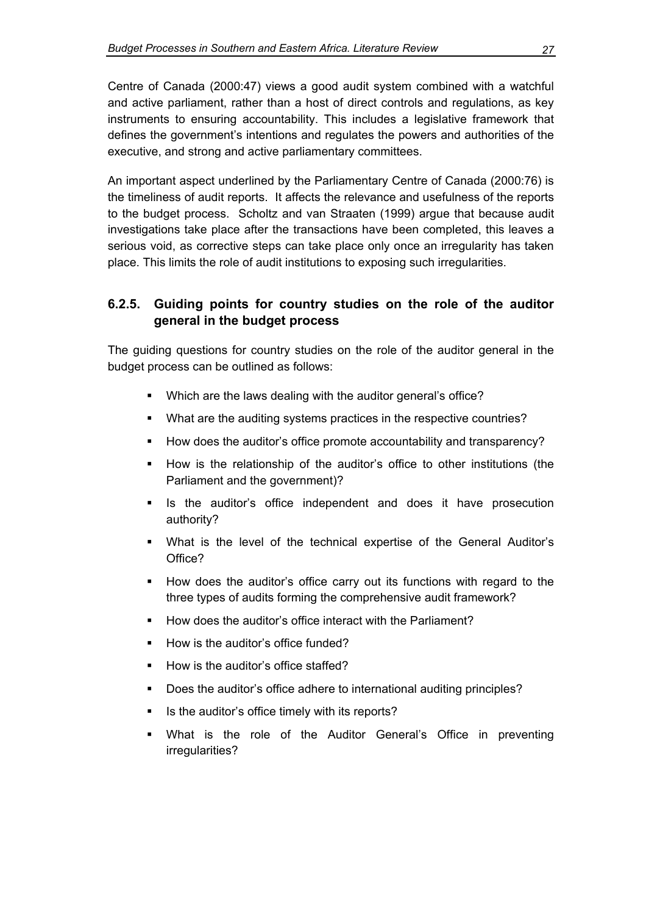Centre of Canada (2000:47) views a good audit system combined with a watchful and active parliament, rather than a host of direct controls and regulations, as key instruments to ensuring accountability. This includes a legislative framework that defines the government's intentions and regulates the powers and authorities of the executive, and strong and active parliamentary committees.

An important aspect underlined by the Parliamentary Centre of Canada (2000:76) is the timeliness of audit reports. It affects the relevance and usefulness of the reports to the budget process. Scholtz and van Straaten (1999) argue that because audit investigations take place after the transactions have been completed, this leaves a serious void, as corrective steps can take place only once an irregularity has taken place. This limits the role of audit institutions to exposing such irregularities.

### 6.2.5. Guiding points for country studies on the role of the auditor general in the budget process

The guiding questions for country studies on the role of the auditor general in the budget process can be outlined as follows:

- Which are the laws dealing with the auditor general's office?
- What are the auditing systems practices in the respective countries?
- How does the auditor's office promote accountability and transparency?
- How is the relationship of the auditor's office to other institutions (the Parliament and the government)?
- Is the auditor's office independent and does it have prosecution authority?
- What is the level of the technical expertise of the General Auditor's Office?
- How does the auditor's office carry out its functions with regard to the three types of audits forming the comprehensive audit framework?
- How does the auditor's office interact with the Parliament?
- How is the auditor's office funded?
- How is the auditor's office staffed?
- Does the auditor's office adhere to international auditing principles?
- Is the auditor's office timely with its reports?
- What is the role of the Auditor General's Office in preventing irregularities?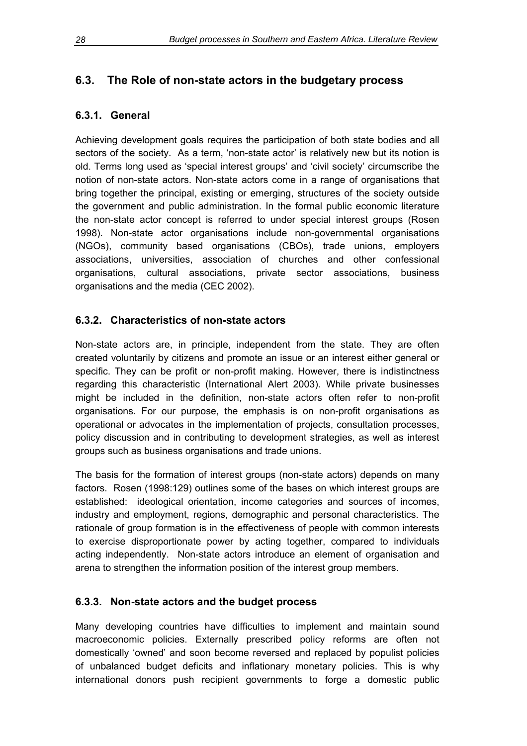## 6.3. The Role of non-state actors in the budgetary process

### 6.3.1. General

Achieving development goals requires the participation of both state bodies and all sectors of the society. As a term, 'non-state actor' is relatively new but its notion is old. Terms long used as 'special interest groups' and 'civil society' circumscribe the notion of non-state actors. Non-state actors come in a range of organisations that bring together the principal, existing or emerging, structures of the society outside the government and public administration. In the formal public economic literature the non-state actor concept is referred to under special interest groups (Rosen 1998). Non-state actor organisations include non-governmental organisations (NGOs), community based organisations (CBOs), trade unions, employers associations, universities, association of churches and other confessional organisations, cultural associations, private sector associations, business organisations and the media (CEC 2002).

### 6.3.2. Characteristics of non-state actors

Non-state actors are, in principle, independent from the state. They are often created voluntarily by citizens and promote an issue or an interest either general or specific. They can be profit or non-profit making. However, there is indistinctness regarding this characteristic (International Alert 2003). While private businesses might be included in the definition, non-state actors often refer to non-profit organisations. For our purpose, the emphasis is on non-profit organisations as operational or advocates in the implementation of projects, consultation processes, policy discussion and in contributing to development strategies, as well as interest groups such as business organisations and trade unions.

The basis for the formation of interest groups (non-state actors) depends on many factors. Rosen (1998:129) outlines some of the bases on which interest groups are established: ideological orientation, income categories and sources of incomes, industry and employment, regions, demographic and personal characteristics. The rationale of group formation is in the effectiveness of people with common interests to exercise disproportionate power by acting together, compared to individuals acting independently. Non-state actors introduce an element of organisation and arena to strengthen the information position of the interest group members.

### 6.3.3. Non-state actors and the budget process

Many developing countries have difficulties to implement and maintain sound macroeconomic policies. Externally prescribed policy reforms are often not domestically 'owned' and soon become reversed and replaced by populist policies of unbalanced budget deficits and inflationary monetary policies. This is why international donors push recipient governments to forge a domestic public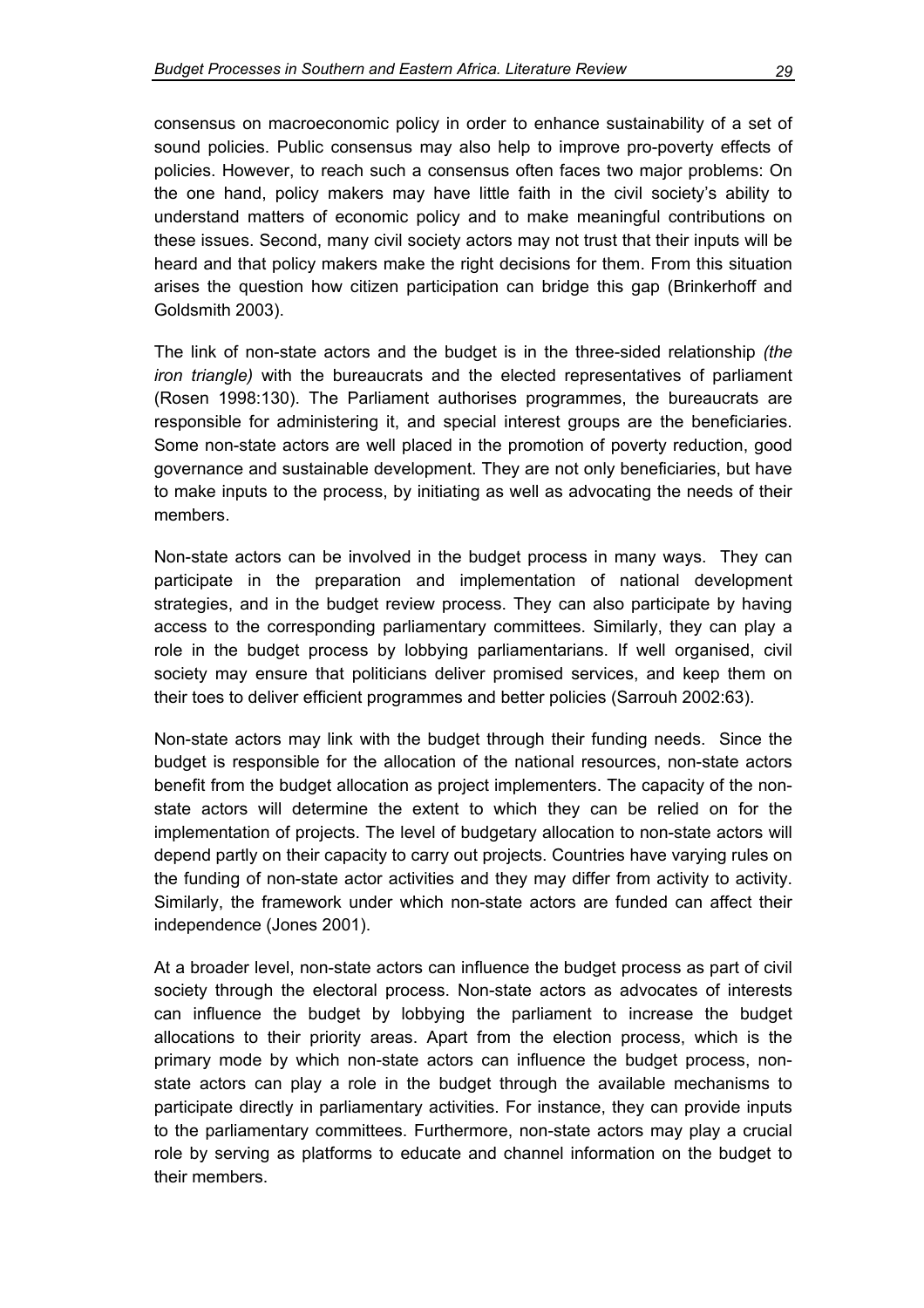consensus on macroeconomic policy in order to enhance sustainability of a set of sound policies. Public consensus may also help to improve pro-poverty effects of policies. However, to reach such a consensus often faces two major problems: On the one hand, policy makers may have little faith in the civil society's ability to understand matters of economic policy and to make meaningful contributions on these issues. Second, many civil society actors may not trust that their inputs will be heard and that policy makers make the right decisions for them. From this situation arises the question how citizen participation can bridge this gap (Brinkerhoff and Goldsmith 2003).

The link of non-state actors and the budget is in the three-sided relationship *(the iron triangle)* with the bureaucrats and the elected representatives of parliament (Rosen 1998:130). The Parliament authorises programmes, the bureaucrats are responsible for administering it, and special interest groups are the beneficiaries. Some non-state actors are well placed in the promotion of poverty reduction, good governance and sustainable development. They are not only beneficiaries, but have to make inputs to the process, by initiating as well as advocating the needs of their members.

Non-state actors can be involved in the budget process in many ways. They can participate in the preparation and implementation of national development strategies, and in the budget review process. They can also participate by having access to the corresponding parliamentary committees. Similarly, they can play a role in the budget process by lobbying parliamentarians. If well organised, civil society may ensure that politicians deliver promised services, and keep them on their toes to deliver efficient programmes and better policies (Sarrouh 2002:63).

Non-state actors may link with the budget through their funding needs. Since the budget is responsible for the allocation of the national resources, non-state actors benefit from the budget allocation as project implementers. The capacity of the non-state actors will determine the extent to which they can be relied on for the implementation of projects. The level of budgetary allocation to non-state actors will depend partly on their capacity to carry out projects. Countries have varying rules on the funding of non-state actor activities and they may differ from activity to activity. Similarly, the framework under which non-state actors are funded can affect their independence (Jones 2001).

At a broader level, non-state actors can influence the budget process as part of civil society through the electoral process. Non-state actors as advocates of interests can influence the budget by lobbying the parliament to increase the budget allocations to their priority areas. Apart from the election process, which is the primary mode by which non-state actors can influence the budget process, non-state actors can play a role in the budget through the available mechanisms to participate directly in parliamentary activities. For instance, they can provide inputs to the parliamentary committees. Furthermore, non-state actors may play a crucial role by serving as platforms to educate and channel information on the budget to their members.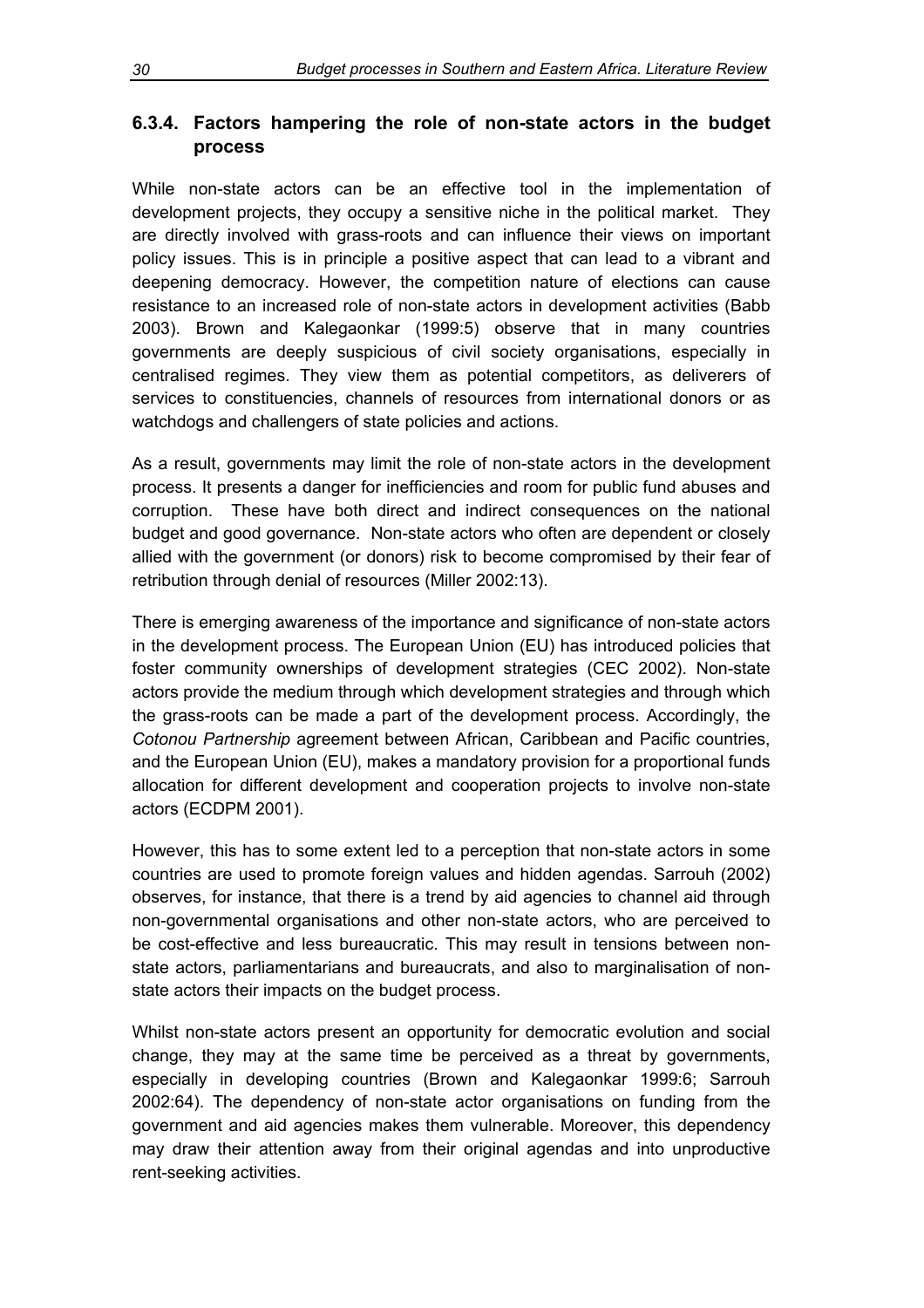### 6.3.4. Factors hampering the role of non-state actors in the budget process

While non-state actors can be an effective tool in the implementation of development projects, they occupy a sensitive niche in the political market. They are directly involved with grass-roots and can influence their views on important policy issues. This is in principle a positive aspect that can lead to a vibrant and deepening democracy. However, the competition nature of elections can cause resistance to an increased role of non-state actors in development activities (Babb 2003). Brown and Kalegaonkar (1999:5) observe that in many countries governments are deeply suspicious of civil society organisations, especially in centralised regimes. They view them as potential competitors, as deliverers of services to constituencies, channels of resources from international donors or as watchdogs and challengers of state policies and actions.

As a result, governments may limit the role of non-state actors in the development process. It presents a danger for inefficiencies and room for public fund abuses and corruption. These have both direct and indirect consequences on the national budget and good governance. Non-state actors who often are dependent or closely allied with the government (or donors) risk to become compromised by their fear of retribution through denial of resources (Miller 2002:13).

There is emerging awareness of the importance and significance of non-state actors in the development process. The European Union (EU) has introduced policies that foster community ownerships of development strategies (CEC 2002). Non-state actors provide the medium through which development strategies and through which the grass-roots can be made a part of the development process. Accordingly, the *Cotonou Partnership* agreement between African, Caribbean and Pacific countries, and the European Union (EU), makes a mandatory provision for a proportional funds allocation for different development and cooperation projects to involve non-state actors (ECDPM 2001).

However, this has to some extent led to a perception that non-state actors in some countries are used to promote foreign values and hidden agendas. Sarrouh (2002) observes, for instance, that there is a trend by aid agencies to channel aid through non-governmental organisations and other non-state actors, who are perceived to be cost-effective and less bureaucratic. This may result in tensions between non-state actors, parliamentarians and bureaucrats, and also to marginalisation of non-state actors their impacts on the budget process.

Whilst non-state actors present an opportunity for democratic evolution and social change, they may at the same time be perceived as a threat by governments, especially in developing countries (Brown and Kalegaonkar 1999:6; Sarrouh 2002:64). The dependency of non-state actor organisations on funding from the government and aid agencies makes them vulnerable. Moreover, this dependency may draw their attention away from their original agendas and into unproductive rent-seeking activities.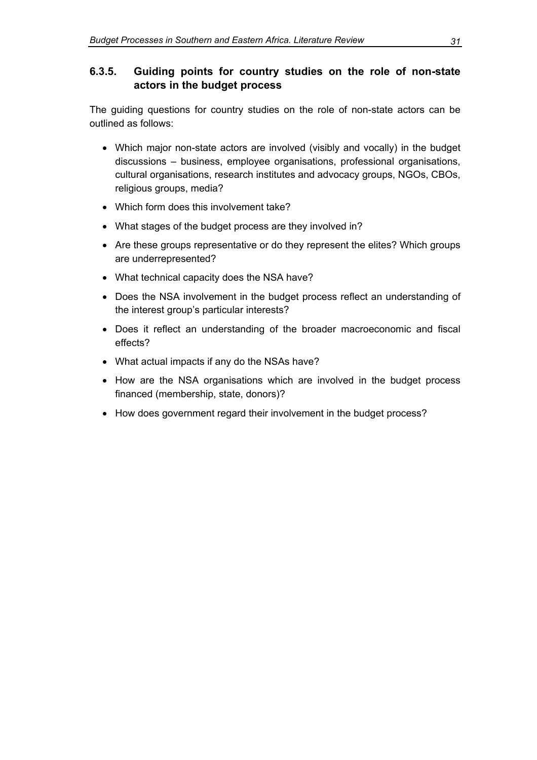### 6.3.5. Guiding points for country studies on the role of non-state actors in the budget process

The guiding questions for country studies on the role of non-state actors can be outlined as follows:

- Which major non-state actors are involved (visibly and vocally) in the budget discussions – business, employee organisations, professional organisations, cultural organisations, research institutes and advocacy groups, NGOs, CBOs, religious groups, media?
- Which form does this involvement take?
- What stages of the budget process are they involved in?
- Are these groups representative or do they represent the elites? Which groups are underrepresented?
- What technical capacity does the NSA have?
- Does the NSA involvement in the budget process reflect an understanding of the interest group's particular interests?
- Does it reflect an understanding of the broader macroeconomic and fiscal effects?
- What actual impacts if any do the NSAs have?
- How are the NSA organisations which are involved in the budget process financed (membership, state, donors)?
- How does government regard their involvement in the budget process?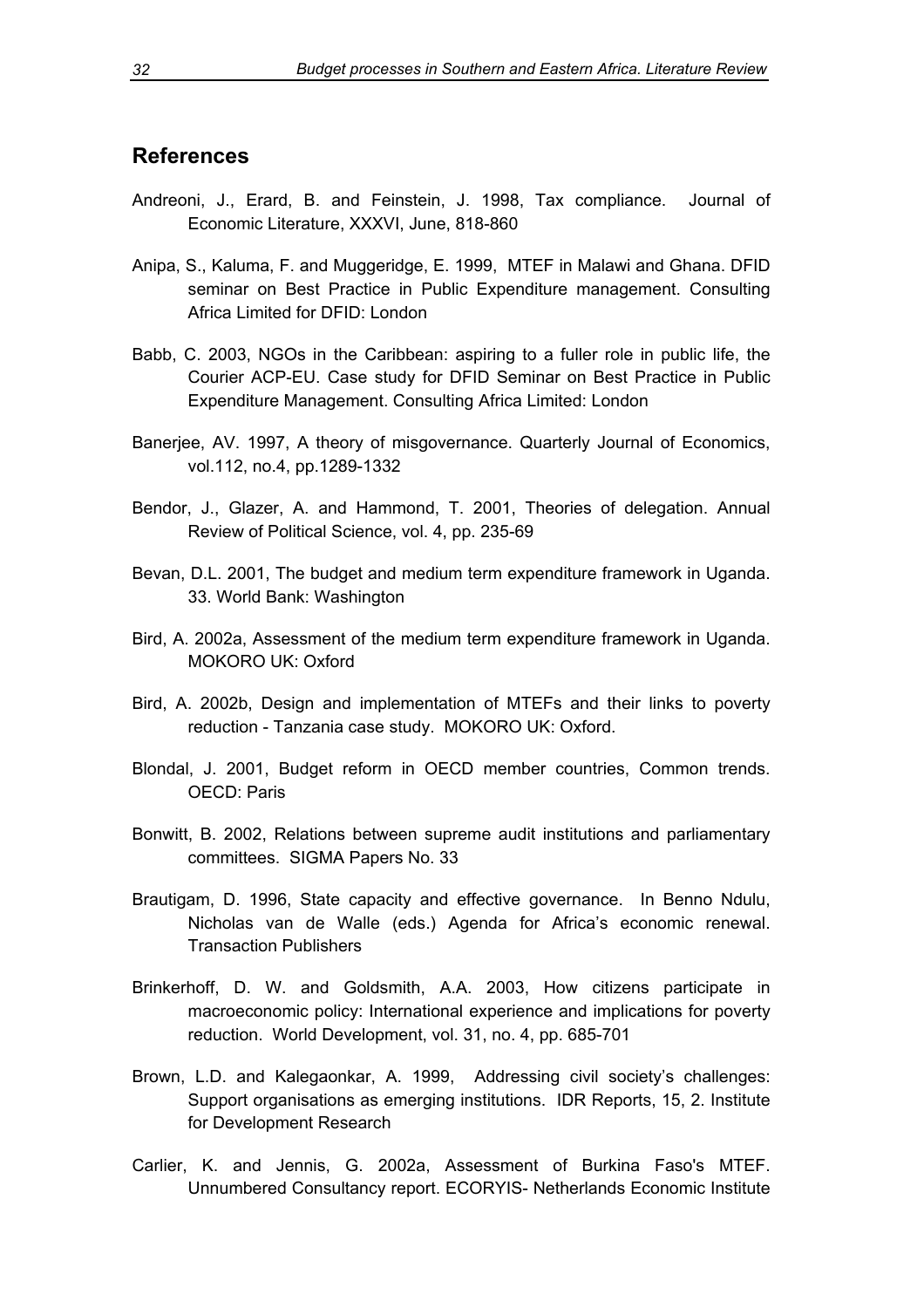## References

Andreoni, J., Erard, B. and Feinstein, J. 1998, Tax compliance. Journal of Economic Literature, XXXVI, June, 818-860

Anipa, S., Kaluma, F. and Muggeridge, E. 1999, MTEF in Malawi and Ghana. DFID seminar on Best Practice in Public Expenditure management. Consulting Africa Limited for DFID: London

Babb, C. 2003, NGOs in the Caribbean: aspiring to a fuller role in public life, the Courier ACP-EU. Case study for DFID Seminar on Best Practice in Public Expenditure Management. Consulting Africa Limited: London

Banerjee, AV. 1997, A theory of misgovernance. Quarterly Journal of Economics, vol.112, no.4, pp.1289-1332

Bendor, J., Glazer, A. and Hammond, T. 2001, Theories of delegation. Annual Review of Political Science, vol. 4, pp. 235-69

Bevan, D.L. 2001, The budget and medium term expenditure framework in Uganda. 33. World Bank: Washington

Bird, A. 2002a, Assessment of the medium term expenditure framework in Uganda. MOKORO UK: Oxford

Bird, A. 2002b, Design and implementation of MTEFs and their links to poverty reduction - Tanzania case study. MOKORO UK: Oxford.

Blondal, J. 2001, Budget reform in OECD member countries, Common trends. OECD: Paris

Bonwitt, B. 2002, Relations between supreme audit institutions and parliamentary committees. SIGMA Papers No. 33

Brautigam, D. 1996, State capacity and effective governance. In Benno Ndulu, Nicholas van de Walle (eds.) Agenda for Africa's economic renewal. Transaction Publishers

Brinkerhoff, D. W. and Goldsmith, A.A. 2003, How citizens participate in macroeconomic policy: International experience and implications for poverty reduction. World Development, vol. 31, no. 4, pp. 685-701

Brown, L.D. and Kalegaonkar, A. 1999, Addressing civil society's challenges: Support organisations as emerging institutions. IDR Reports, 15, 2. Institute for Development Research

Carlier, K. and Jennis, G. 2002a, Assessment of Burkina Faso's MTEF. Unnumbered Consultancy report. ECORYIS- Netherlands Economic Institute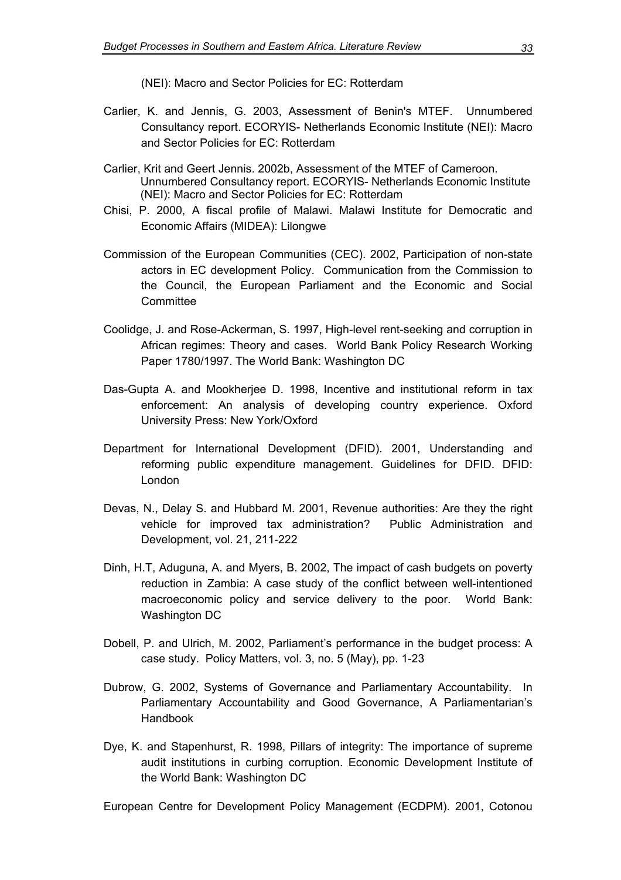(NEI): Macro and Sector Policies for EC: Rotterdam

Carlier, K. and Jennis, G. 2003, Assessment of Benin's MTEF. Unnumbered Consultancy report. ECORYIS- Netherlands Economic Institute (NEI): Macro and Sector Policies for EC: Rotterdam

Carlier, Krit and Geert Jennis. 2002b, Assessment of the MTEF of Cameroon. Unnumbered Consultancy report. ECORYIS- Netherlands Economic Institute (NEI): Macro and Sector Policies for EC: Rotterdam

Chisi, P. 2000, A fiscal profile of Malawi. Malawi Institute for Democratic and Economic Affairs (MIDEA): Lilongwe

Commission of the European Communities (CEC). 2002, Participation of non-state actors in EC development Policy. Communication from the Commission to the Council, the European Parliament and the Economic and Social Committee

Coolidge, J. and Rose-Ackerman, S. 1997, High-level rent-seeking and corruption in African regimes: Theory and cases. World Bank Policy Research Working Paper 1780/1997. The World Bank: Washington DC

Das-Gupta A. and Mookherjee D. 1998, Incentive and institutional reform in tax enforcement: An analysis of developing country experience. Oxford University Press: New York/Oxford

Department for International Development (DFID). 2001, Understanding and reforming public expenditure management. Guidelines for DFID. DFID: London

Devas, N., Delay S. and Hubbard M. 2001, Revenue authorities: Are they the right vehicle for improved tax administration? Public Administration and Development, vol. 21, 211-222

Dinh, H.T, Aduguna, A. and Myers, B. 2002, The impact of cash budgets on poverty reduction in Zambia: A case study of the conflict between well-intentioned macroeconomic policy and service delivery to the poor. World Bank: Washington DC

Dobell, P. and Ulrich, M. 2002, Parliament's performance in the budget process: A case study. Policy Matters, vol. 3, no. 5 (May), pp. 1-23

Dubrow, G. 2002, Systems of Governance and Parliamentary Accountability. In Parliamentary Accountability and Good Governance, A Parliamentarian's Handbook

Dye, K. and Stapenhurst, R. 1998, Pillars of integrity: The importance of supreme audit institutions in curbing corruption. Economic Development Institute of the World Bank: Washington DC

European Centre for Development Policy Management (ECDPM). 2001, Cotonou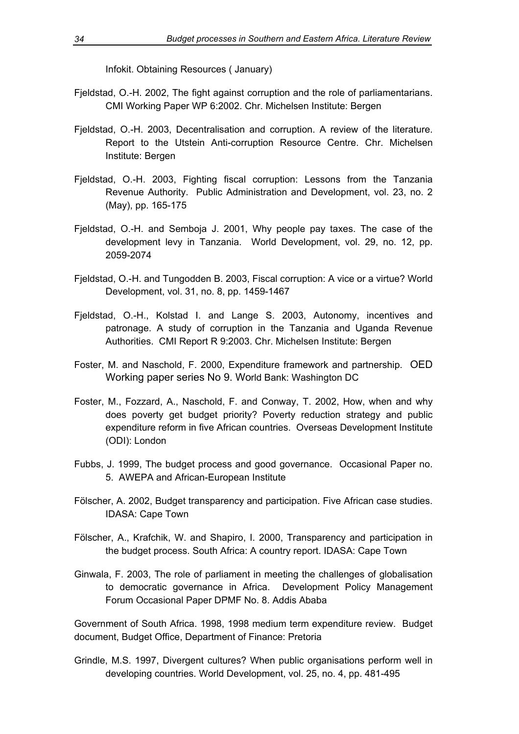Infokit. Obtaining Resources ( January)

Fjeldstad, O.-H. 2002, The fight against corruption and the role of parliamentarians. CMI Working Paper WP 6:2002. Chr. Michelsen Institute: Bergen

Fjeldstad, O.-H. 2003, Decentralisation and corruption. A review of the literature. Report to the Utstein Anti-corruption Resource Centre. Chr. Michelsen Institute: Bergen

Fjeldstad, O.-H. 2003, Fighting fiscal corruption: Lessons from the Tanzania Revenue Authority. Public Administration and Development, vol. 23, no. 2 (May), pp. 165-175

Fjeldstad, O.-H. and Semboja J. 2001, Why people pay taxes. The case of the development levy in Tanzania. World Development, vol. 29, no. 12, pp. 2059-2074

Fjeldstad, O.-H. and Tungodden B. 2003, Fiscal corruption: A vice or a virtue? World Development, vol. 31, no. 8, pp. 1459-1467

Fjeldstad, O.-H., Kolstad I. and Lange S. 2003, Autonomy, incentives and patronage. A study of corruption in the Tanzania and Uganda Revenue Authorities. CMI Report R 9:2003. Chr. Michelsen Institute: Bergen

Foster, M. and Naschold, F. 2000, Expenditure framework and partnership. OED Working paper series No 9. World Bank: Washington DC

Foster, M., Fozzard, A., Naschold, F. and Conway, T. 2002, How, when and why does poverty get budget priority? Poverty reduction strategy and public expenditure reform in five African countries. Overseas Development Institute (ODI): London

Fubbs, J. 1999, The budget process and good governance. Occasional Paper no. 5. AWEPA and African-European Institute

Fölscher, A. 2002, Budget transparency and participation. Five African case studies. IDASA: Cape Town

Fölscher, A., Krafchik, W. and Shapiro, I. 2000, Transparency and participation in the budget process. South Africa: A country report. IDASA: Cape Town

Ginwala, F. 2003, The role of parliament in meeting the challenges of globalisation to democratic governance in Africa. Development Policy Management Forum Occasional Paper DPMF No. 8. Addis Ababa

Government of South Africa. 1998, 1998 medium term expenditure review. Budget document, Budget Office, Department of Finance: Pretoria

Grindle, M.S. 1997, Divergent cultures? When public organisations perform well in developing countries. World Development, vol. 25, no. 4, pp. 481-495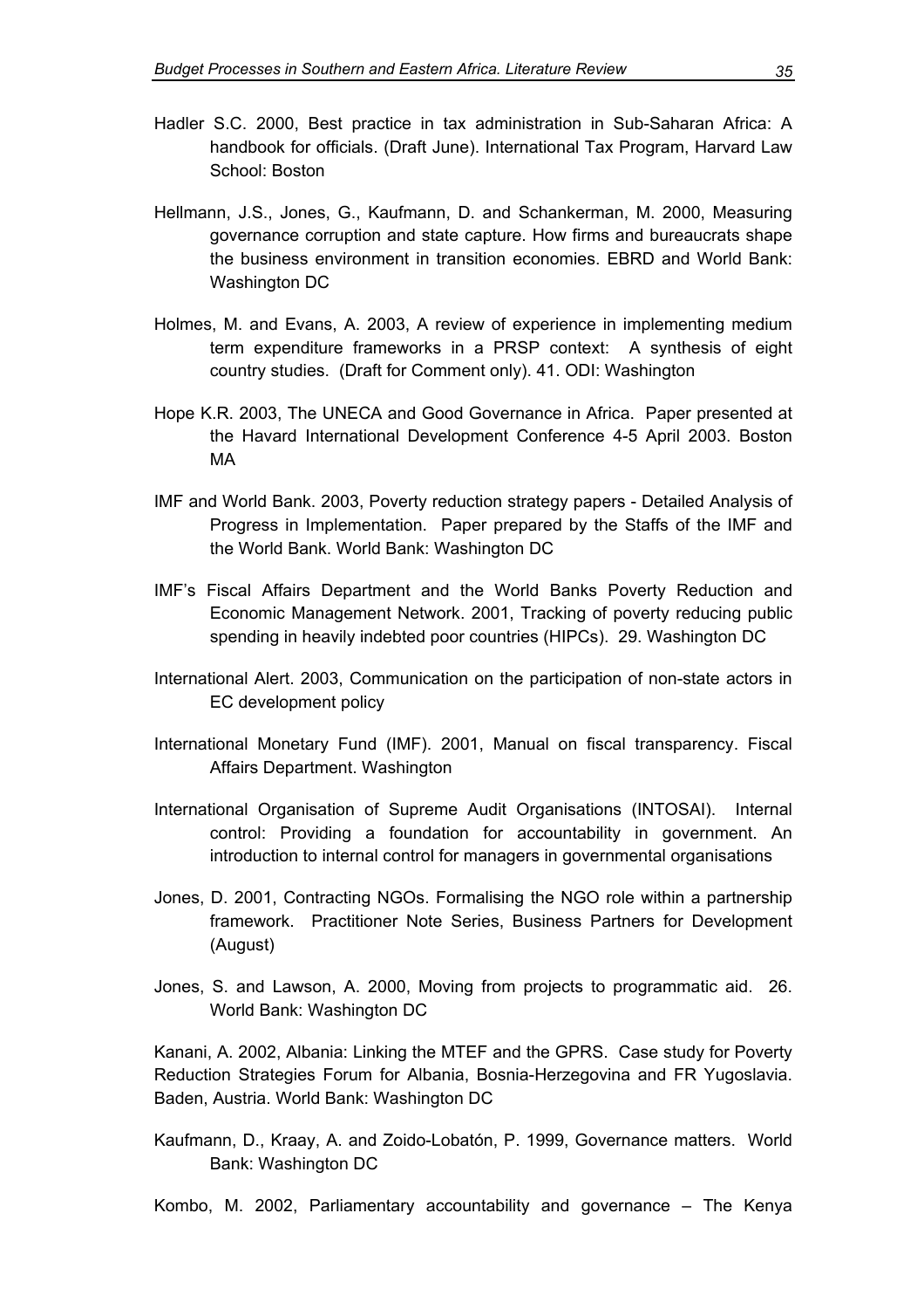Hadler S.C. 2000, Best practice in tax administration in Sub-Saharan Africa: A handbook for officials. (Draft June). International Tax Program, Harvard Law School: Boston

Hellmann, J.S., Jones, G., Kaufmann, D. and Schankerman, M. 2000, Measuring governance corruption and state capture. How firms and bureaucrats shape the business environment in transition economies. EBRD and World Bank: Washington DC

Holmes, M. and Evans, A. 2003, A review of experience in implementing medium term expenditure frameworks in a PRSP context: A synthesis of eight country studies. (Draft for Comment only). 41. ODI: Washington

Hope K.R. 2003, The UNECA and Good Governance in Africa. Paper presented at the Havard International Development Conference 4-5 April 2003. Boston MA

IMF and World Bank. 2003, Poverty reduction strategy papers - Detailed Analysis of Progress in Implementation. Paper prepared by the Staffs of the IMF and the World Bank. World Bank: Washington DC

IMF's Fiscal Affairs Department and the World Banks Poverty Reduction and Economic Management Network. 2001, Tracking of poverty reducing public spending in heavily indebted poor countries (HIPCs). 29. Washington DC

International Alert. 2003, Communication on the participation of non-state actors in EC development policy

International Monetary Fund (IMF). 2001, Manual on fiscal transparency. Fiscal Affairs Department. Washington

International Organisation of Supreme Audit Organisations (INTOSAI). Internal control: Providing a foundation for accountability in government. An introduction to internal control for managers in governmental organisations

Jones, D. 2001, Contracting NGOs. Formalising the NGO role within a partnership framework. Practitioner Note Series, Business Partners for Development (August)

Jones, S. and Lawson, A. 2000, Moving from projects to programmatic aid. 26. World Bank: Washington DC

Kanani, A. 2002, Albania: Linking the MTEF and the GPRS. Case study for Poverty Reduction Strategies Forum for Albania, Bosnia-Herzegovina and FR Yugoslavia. Baden, Austria. World Bank: Washington DC

Kaufmann, D., Kraay, A. and Zoido-Lobatón, P. 1999, Governance matters. World Bank: Washington DC

Kombo, M. 2002, Parliamentary accountability and governance – The Kenya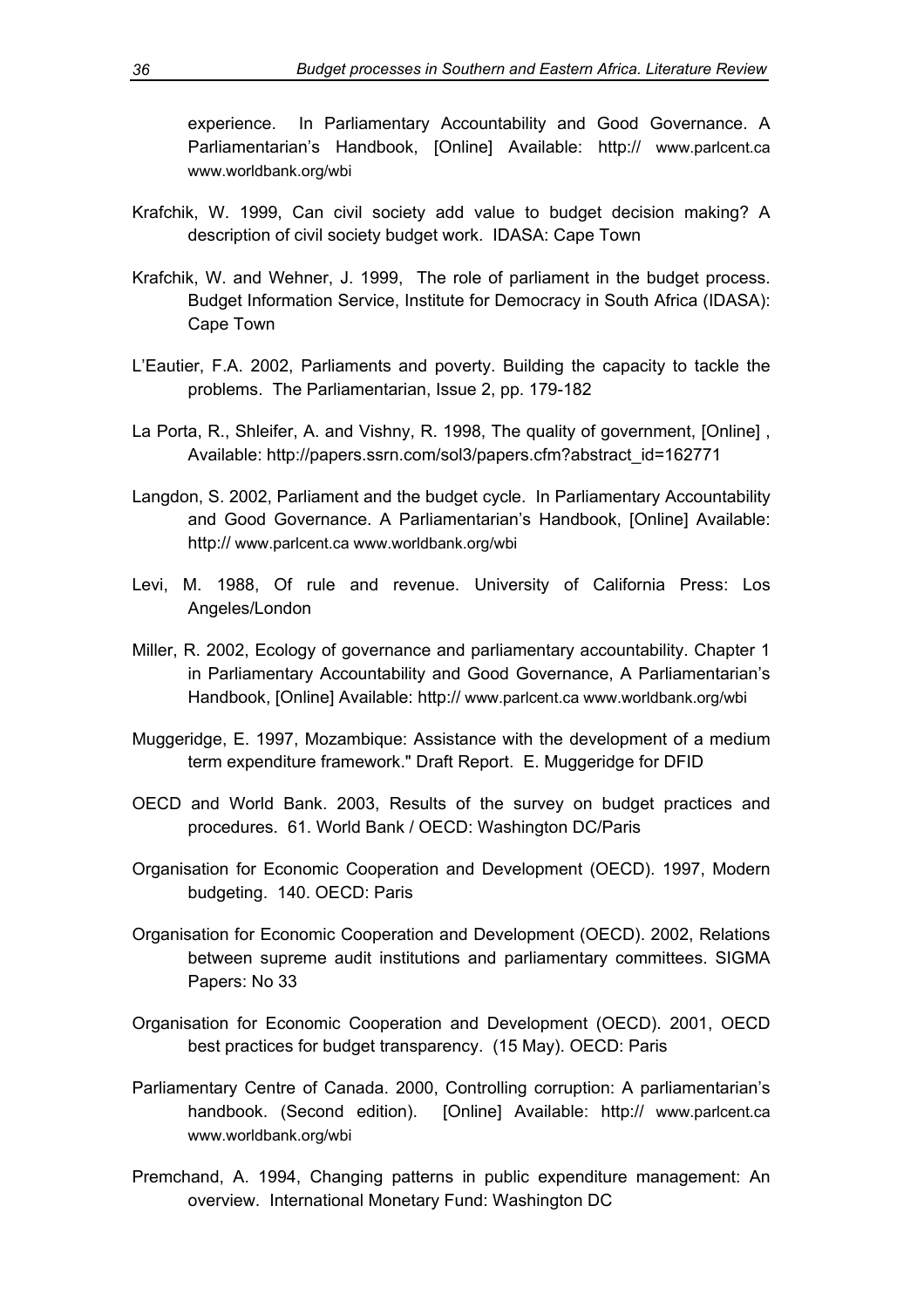experience. In Parliamentary Accountability and Good Governance. A Parliamentarian's Handbook, [Online] Available: http:// www.parlcent.ca www.worldbank.org/wbi

Krafchik, W. 1999, Can civil society add value to budget decision making? A description of civil society budget work. IDASA: Cape Town

Krafchik, W. and Wehner, J. 1999, The role of parliament in the budget process. Budget Information Service, Institute for Democracy in South Africa (IDASA): Cape Town

L'Eautier, F.A. 2002, Parliaments and poverty. Building the capacity to tackle the problems. The Parliamentarian, Issue 2, pp. 179-182

La Porta, R., Shleifer, A. and Vishny, R. 1998, The quality of government, [Online] , Available: http://papers.ssrn.com/sol3/papers.cfm?abstract_id=162771

Langdon, S. 2002, Parliament and the budget cycle. In Parliamentary Accountability and Good Governance. A Parliamentarian's Handbook, [Online] Available: http:// www.parlcent.ca www.worldbank.org/wbi

Levi, M. 1988, Of rule and revenue. University of California Press: Los Angeles/London

Miller, R. 2002, Ecology of governance and parliamentary accountability. Chapter 1 in Parliamentary Accountability and Good Governance, A Parliamentarian's Handbook, [Online] Available: http:// www.parlcent.ca www.worldbank.org/wbi

Muggeridge, E. 1997, Mozambique: Assistance with the development of a medium term expenditure framework." Draft Report. E. Muggeridge for DFID

OECD and World Bank. 2003, Results of the survey on budget practices and procedures. 61. World Bank / OECD: Washington DC/Paris

Organisation for Economic Cooperation and Development (OECD). 1997, Modern budgeting. 140. OECD: Paris

Organisation for Economic Cooperation and Development (OECD). 2002, Relations between supreme audit institutions and parliamentary committees. SIGMA Papers: No 33

Organisation for Economic Cooperation and Development (OECD). 2001, OECD best practices for budget transparency. (15 May). OECD: Paris

Parliamentary Centre of Canada. 2000, Controlling corruption: A parliamentarian's handbook. (Second edition). [Online] Available: http:// www.parlcent.ca www.worldbank.org/wbi

Premchand, A. 1994, Changing patterns in public expenditure management: An overview. International Monetary Fund: Washington DC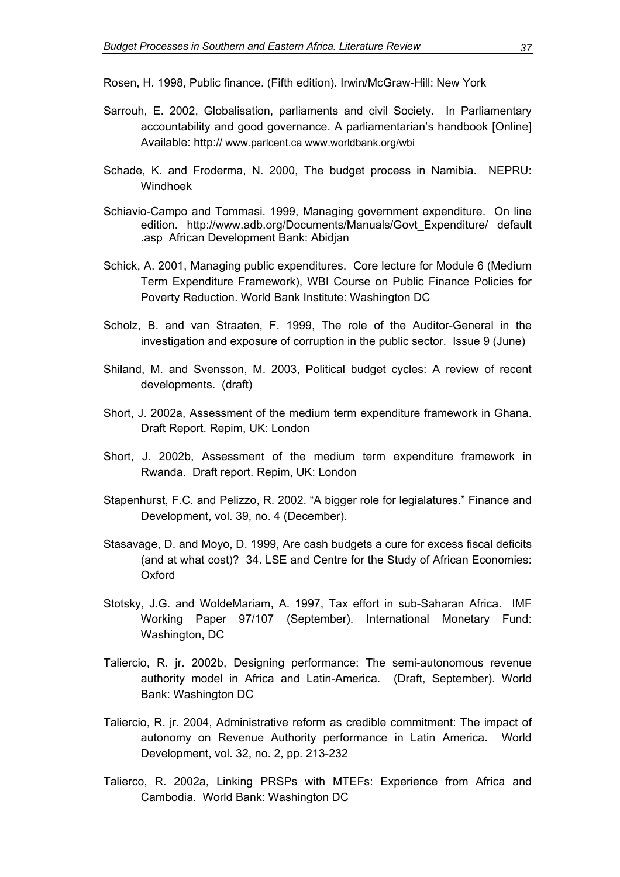Rosen, H. 1998, Public finance. (Fifth edition). Irwin/McGraw-Hill: New York

Sarrouh, E. 2002, Globalisation, parliaments and civil Society. In Parliamentary accountability and good governance. A parliamentarian's handbook [Online] Available: http:// www.parlcent.ca www.worldbank.org/wbi

Schade, K. and Froderma, N. 2000, The budget process in Namibia. NEPRU: Windhoek

Schiavio-Campo and Tommasi. 1999, Managing government expenditure. On line edition. http://www.adb.org/Documents/Manuals/Govt_Expenditure/ default .asp African Development Bank: Abidjan

Schick, A. 2001, Managing public expenditures. Core lecture for Module 6 (Medium Term Expenditure Framework), WBI Course on Public Finance Policies for Poverty Reduction. World Bank Institute: Washington DC

Scholz, B. and van Straaten, F. 1999, The role of the Auditor-General in the investigation and exposure of corruption in the public sector. Issue 9 (June)

Shiland, M. and Svensson, M. 2003, Political budget cycles: A review of recent developments. (draft)

Short, J. 2002a, Assessment of the medium term expenditure framework in Ghana. Draft Report. Repim, UK: London

Short, J. 2002b, Assessment of the medium term expenditure framework in Rwanda. Draft report. Repim, UK: London

Stapenhurst, F.C. and Pelizzo, R. 2002. "A bigger role for legialatures." Finance and Development, vol. 39, no. 4 (December).

Stasavage, D. and Moyo, D. 1999, Are cash budgets a cure for excess fiscal deficits (and at what cost)? 34. LSE and Centre for the Study of African Economies: Oxford

Stotsky, J.G. and WoldeMariam, A. 1997, Tax effort in sub-Saharan Africa. IMF Working Paper 97/107 (September). International Monetary Fund: Washington, DC

Taliercio, R. jr. 2002b, Designing performance: The semi-autonomous revenue authority model in Africa and Latin-America. (Draft, September). World Bank: Washington DC

Taliercio, R. jr. 2004, Administrative reform as credible commitment: The impact of autonomy on Revenue Authority performance in Latin America. World Development, vol. 32, no. 2, pp. 213-232

Talierco, R. 2002a, Linking PRSPs with MTEFs: Experience from Africa and Cambodia. World Bank: Washington DC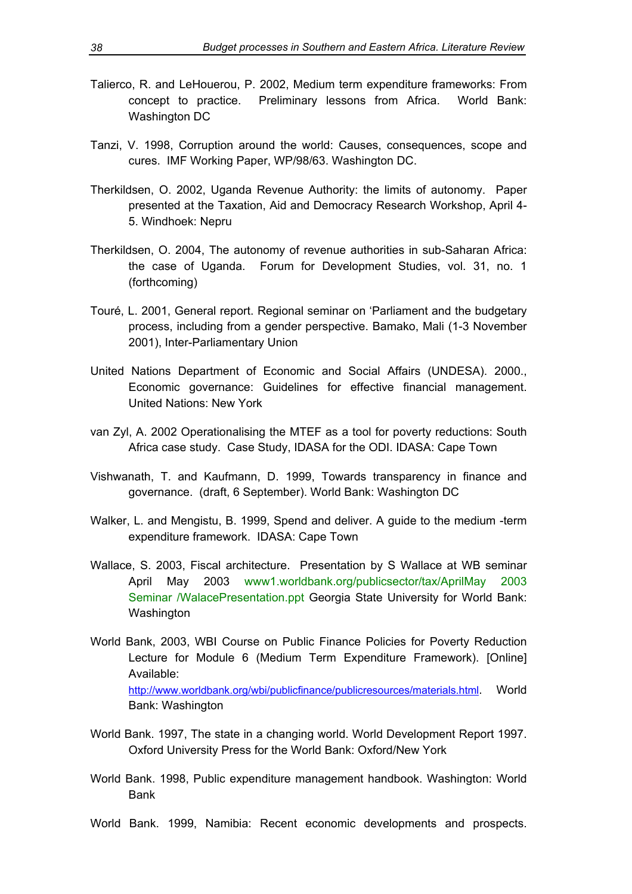Talierco, R. and LeHouerou, P. 2002, Medium term expenditure frameworks: From concept to practice. Preliminary lessons from Africa. World Bank: Washington DC

Tanzi, V. 1998, Corruption around the world: Causes, consequences, scope and cures. IMF Working Paper, WP/98/63. Washington DC.

Therkildsen, O. 2002, Uganda Revenue Authority: the limits of autonomy. Paper presented at the Taxation, Aid and Democracy Research Workshop, April 4-5. Windhoek: Nepru

Therkildsen, O. 2004, The autonomy of revenue authorities in sub-Saharan Africa: the case of Uganda. Forum for Development Studies, vol. 31, no. 1 (forthcoming)

Touré, L. 2001, General report. Regional seminar on 'Parliament and the budgetary process, including from a gender perspective. Bamako, Mali (1-3 November 2001), Inter-Parliamentary Union

United Nations Department of Economic and Social Affairs (UNDESA). 2000., Economic governance: Guidelines for effective financial management. United Nations: New York

van Zyl, A. 2002 Operationalising the MTEF as a tool for poverty reductions: South Africa case study. Case Study, IDASA for the ODI. IDASA: Cape Town

Vishwanath, T. and Kaufmann, D. 1999, Towards transparency in finance and governance. (draft, 6 September). World Bank: Washington DC

Walker, L. and Mengistu, B. 1999, Spend and deliver. A guide to the medium -term expenditure framework. IDASA: Cape Town

Wallace, S. 2003, Fiscal architecture. Presentation by S Wallace at WB seminar April May 2003 www1.worldbank.org/publicsector/tax/AprilMay 2003 Seminar /WalacePresentation.ppt Georgia State University for World Bank: Washington

World Bank, 2003, WBI Course on Public Finance Policies for Poverty Reduction Lecture for Module 6 (Medium Term Expenditure Framework). [Online] Available: http://www.worldbank.org/wbi/publicfinance/publicresources/materials.html. World Bank: Washington

World Bank. 1997, The state in a changing world. World Development Report 1997. Oxford University Press for the World Bank: Oxford/New York

World Bank. 1998, Public expenditure management handbook. Washington: World Bank

World Bank. 1999, Namibia: Recent economic developments and prospects.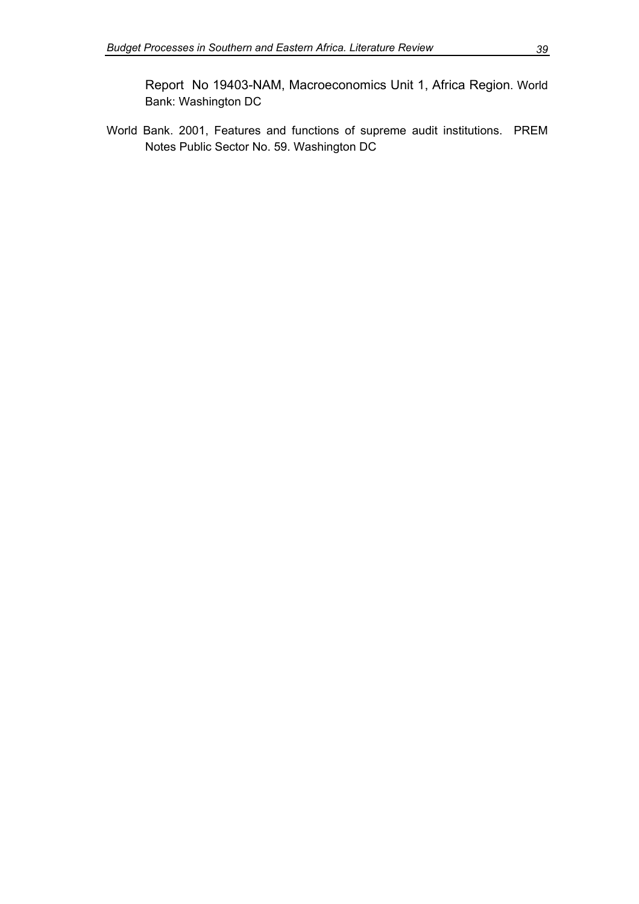Report No 19403-NAM, Macroeconomics Unit 1, Africa Region. World Bank: Washington DC

World Bank. 2001, Features and functions of supreme audit institutions. PREM Notes Public Sector No. 59. Washington DC